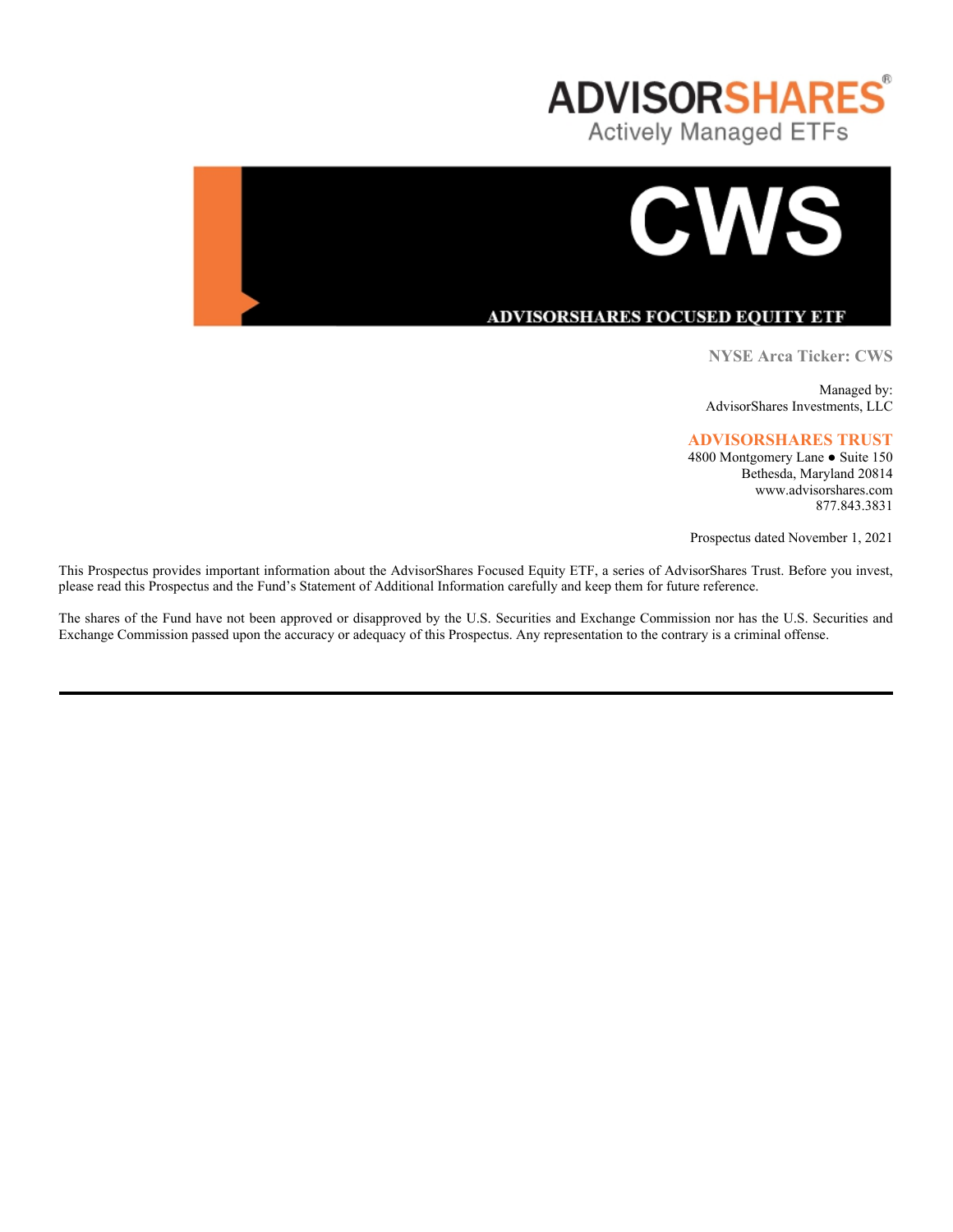# ADVISORSHARES

Actively Managed ETFs

# CWS

## ADVISORSHARES FOCUSED EQUITY ETF

**NYSE Arca Ticker: CWS**

Managed by:
AdvisorShares Investments, LLC

**ADVISORSHARES TRUST**
4800 Montgomery Lane ● Suite 150
Bethesda, Maryland 20814
www.advisorshares.com
877.843.3831

Prospectus dated November 1, 2021

This Prospectus provides important information about the AdvisorShares Focused Equity ETF, a series of AdvisorShares Trust. Before you invest, please read this Prospectus and the Fund's Statement of Additional Information carefully and keep them for future reference.

The shares of the Fund have not been approved or disapproved by the U.S. Securities and Exchange Commission nor has the U.S. Securities and Exchange Commission passed upon the accuracy or adequacy of this Prospectus. Any representation to the contrary is a criminal offense.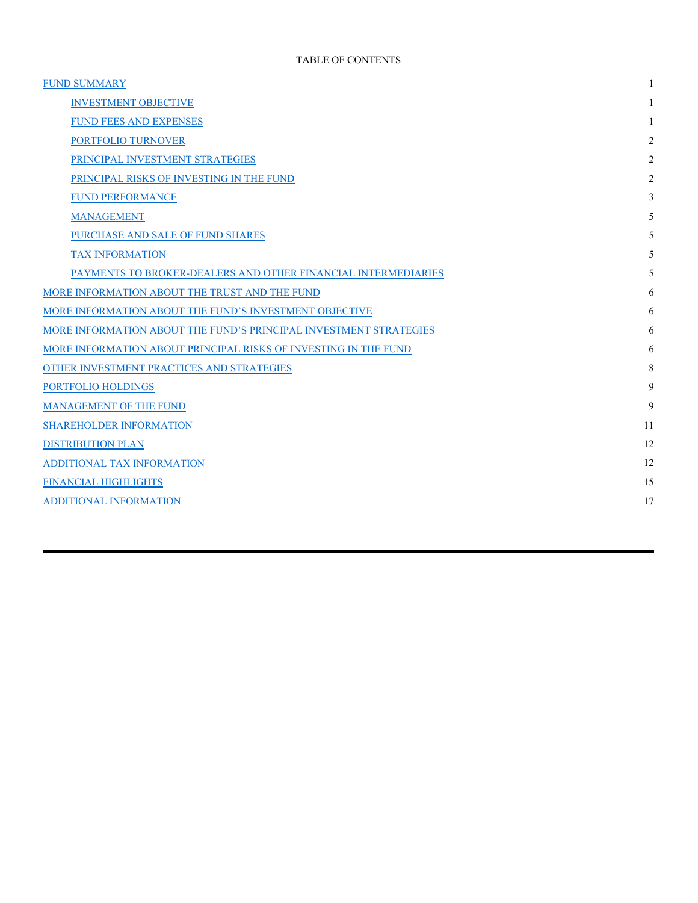# TABLE OF CONTENTS

| | |
|---|---|
| FUND SUMMARY | 1 |
| INVESTMENT OBJECTIVE | 1 |
| FUND FEES AND EXPENSES | 1 |
| PORTFOLIO TURNOVER | 2 |
| PRINCIPAL INVESTMENT STRATEGIES | 2 |
| PRINCIPAL RISKS OF INVESTING IN THE FUND | 2 |
| FUND PERFORMANCE | 3 |
| MANAGEMENT | 5 |
| PURCHASE AND SALE OF FUND SHARES | 5 |
| TAX INFORMATION | 5 |
| PAYMENTS TO BROKER-DEALERS AND OTHER FINANCIAL INTERMEDIARIES | 5 |
| MORE INFORMATION ABOUT THE TRUST AND THE FUND | 6 |
| MORE INFORMATION ABOUT THE FUND'S INVESTMENT OBJECTIVE | 6 |
| MORE INFORMATION ABOUT THE FUND'S PRINCIPAL INVESTMENT STRATEGIES | 6 |
| MORE INFORMATION ABOUT PRINCIPAL RISKS OF INVESTING IN THE FUND | 6 |
| OTHER INVESTMENT PRACTICES AND STRATEGIES | 8 |
| PORTFOLIO HOLDINGS | 9 |
| MANAGEMENT OF THE FUND | 9 |
| SHAREHOLDER INFORMATION | 11 |
| DISTRIBUTION PLAN | 12 |
| ADDITIONAL TAX INFORMATION | 12 |
| FINANCIAL HIGHLIGHTS | 15 |
| ADDITIONAL INFORMATION | 17 |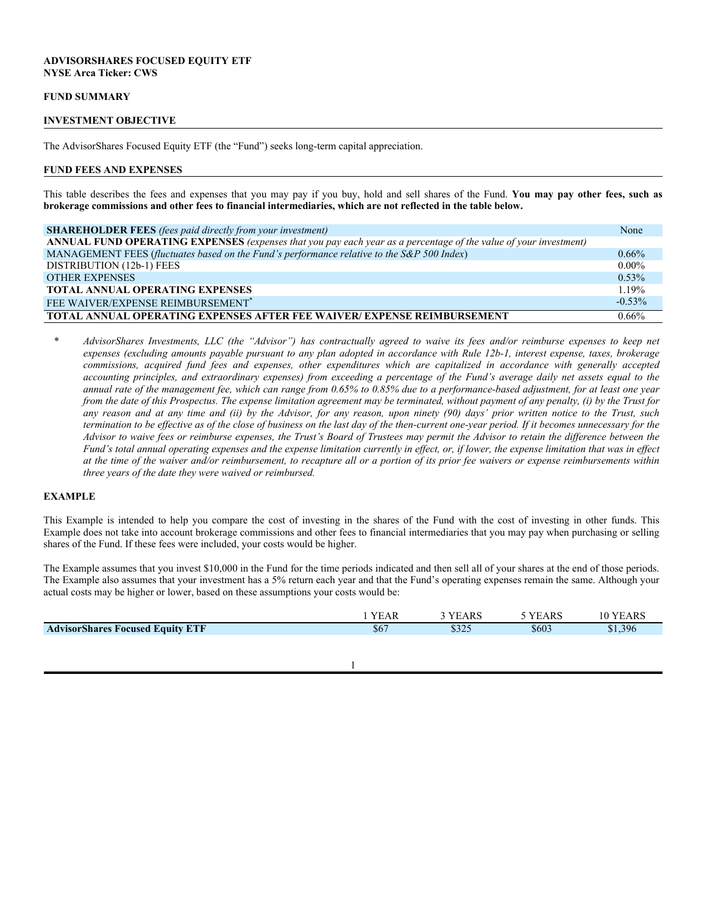**ADVISORSHARES FOCUSED EQUITY ETF**
**NYSE Arca Ticker: CWS**

**FUND SUMMARY**

## INVESTMENT OBJECTIVE

The AdvisorShares Focused Equity ETF (the "Fund") seeks long-term capital appreciation.

## FUND FEES AND EXPENSES

This table describes the fees and expenses that you may pay if you buy, hold and sell shares of the Fund. **You may pay other fees, such as brokerage commissions and other fees to financial intermediaries, which are not reflected in the table below.**

| | |
|---|---|
| **SHAREHOLDER FEES** *(fees paid directly from your investment)* | None |
| **ANNUAL FUND OPERATING EXPENSES** *(expenses that you pay each year as a percentage of the value of your investment)* | |
| MANAGEMENT FEES (*fluctuates based on the Fund's performance relative to the S&P 500 Index*) | 0.66% |
| DISTRIBUTION (12b-1) FEES | 0.00% |
| OTHER EXPENSES | 0.53% |
| **TOTAL ANNUAL OPERATING EXPENSES** | 1.19% |
| FEE WAIVER/EXPENSE REIMBURSEMENT* | -0.53% |
| **TOTAL ANNUAL OPERATING EXPENSES AFTER FEE WAIVER/ EXPENSE REIMBURSEMENT** | 0.66% |

\* *AdvisorShares Investments, LLC (the "Advisor") has contractually agreed to waive its fees and/or reimburse expenses to keep net expenses (excluding amounts payable pursuant to any plan adopted in accordance with Rule 12b-1, interest expense, taxes, brokerage commissions, acquired fund fees and expenses, other expenditures which are capitalized in accordance with generally accepted accounting principles, and extraordinary expenses) from exceeding a percentage of the Fund's average daily net assets equal to the annual rate of the management fee, which can range from 0.65% to 0.85% due to a performance-based adjustment, for at least one year from the date of this Prospectus. The expense limitation agreement may be terminated, without payment of any penalty, (i) by the Trust for any reason and at any time and (ii) by the Advisor, for any reason, upon ninety (90) days' prior written notice to the Trust, such termination to be effective as of the close of business on the last day of the then-current one-year period. If it becomes unnecessary for the Advisor to waive fees or reimburse expenses, the Trust's Board of Trustees may permit the Advisor to retain the difference between the Fund's total annual operating expenses and the expense limitation currently in effect, or, if lower, the expense limitation that was in effect at the time of the waiver and/or reimbursement, to recapture all or a portion of its prior fee waivers or expense reimbursements within three years of the date they were waived or reimbursed.*

## EXAMPLE

This Example is intended to help you compare the cost of investing in the shares of the Fund with the cost of investing in other funds. This Example does not take into account brokerage commissions and other fees to financial intermediaries that you may pay when purchasing or selling shares of the Fund. If these fees were included, your costs would be higher.

The Example assumes that you invest $10,000 in the Fund for the time periods indicated and then sell all of your shares at the end of those periods. The Example also assumes that your investment has a 5% return each year and that the Fund's operating expenses remain the same. Although your actual costs may be higher or lower, based on these assumptions your costs would be:

| | 1 YEAR | 3 YEARS | 5 YEARS | 10 YEARS |
|---|---|---|---|---|
| **AdvisorShares Focused Equity ETF** | $67 | $325 | $603 | $1,396 |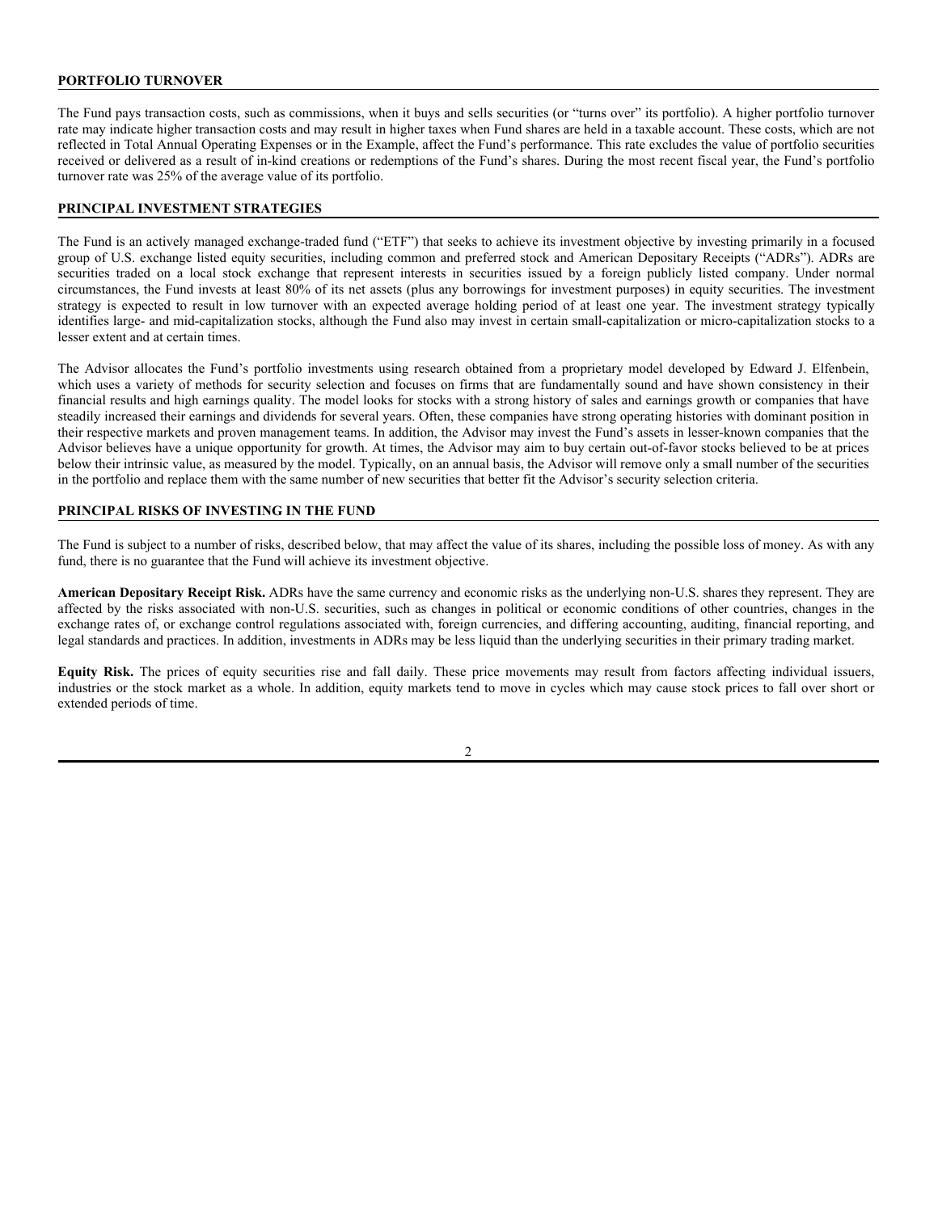## PORTFOLIO TURNOVER

The Fund pays transaction costs, such as commissions, when it buys and sells securities (or "turns over" its portfolio). A higher portfolio turnover rate may indicate higher transaction costs and may result in higher taxes when Fund shares are held in a taxable account. These costs, which are not reflected in Total Annual Operating Expenses or in the Example, affect the Fund's performance. This rate excludes the value of portfolio securities received or delivered as a result of in-kind creations or redemptions of the Fund's shares. During the most recent fiscal year, the Fund's portfolio turnover rate was 25% of the average value of its portfolio.

## PRINCIPAL INVESTMENT STRATEGIES

The Fund is an actively managed exchange-traded fund ("ETF") that seeks to achieve its investment objective by investing primarily in a focused group of U.S. exchange listed equity securities, including common and preferred stock and American Depositary Receipts ("ADRs"). ADRs are securities traded on a local stock exchange that represent interests in securities issued by a foreign publicly listed company. Under normal circumstances, the Fund invests at least 80% of its net assets (plus any borrowings for investment purposes) in equity securities. The investment strategy is expected to result in low turnover with an expected average holding period of at least one year. The investment strategy typically identifies large- and mid-capitalization stocks, although the Fund also may invest in certain small-capitalization or micro-capitalization stocks to a lesser extent and at certain times.

The Advisor allocates the Fund's portfolio investments using research obtained from a proprietary model developed by Edward J. Elfenbein, which uses a variety of methods for security selection and focuses on firms that are fundamentally sound and have shown consistency in their financial results and high earnings quality. The model looks for stocks with a strong history of sales and earnings growth or companies that have steadily increased their earnings and dividends for several years. Often, these companies have strong operating histories with dominant position in their respective markets and proven management teams. In addition, the Advisor may invest the Fund's assets in lesser-known companies that the Advisor believes have a unique opportunity for growth. At times, the Advisor may aim to buy certain out-of-favor stocks believed to be at prices below their intrinsic value, as measured by the model. Typically, on an annual basis, the Advisor will remove only a small number of the securities in the portfolio and replace them with the same number of new securities that better fit the Advisor's security selection criteria.

## PRINCIPAL RISKS OF INVESTING IN THE FUND

The Fund is subject to a number of risks, described below, that may affect the value of its shares, including the possible loss of money. As with any fund, there is no guarantee that the Fund will achieve its investment objective.

**American Depositary Receipt Risk.** ADRs have the same currency and economic risks as the underlying non-U.S. shares they represent. They are affected by the risks associated with non-U.S. securities, such as changes in political or economic conditions of other countries, changes in the exchange rates of, or exchange control regulations associated with, foreign currencies, and differing accounting, auditing, financial reporting, and legal standards and practices. In addition, investments in ADRs may be less liquid than the underlying securities in their primary trading market.

**Equity Risk.** The prices of equity securities rise and fall daily. These price movements may result from factors affecting individual issuers, industries or the stock market as a whole. In addition, equity markets tend to move in cycles which may cause stock prices to fall over short or extended periods of time.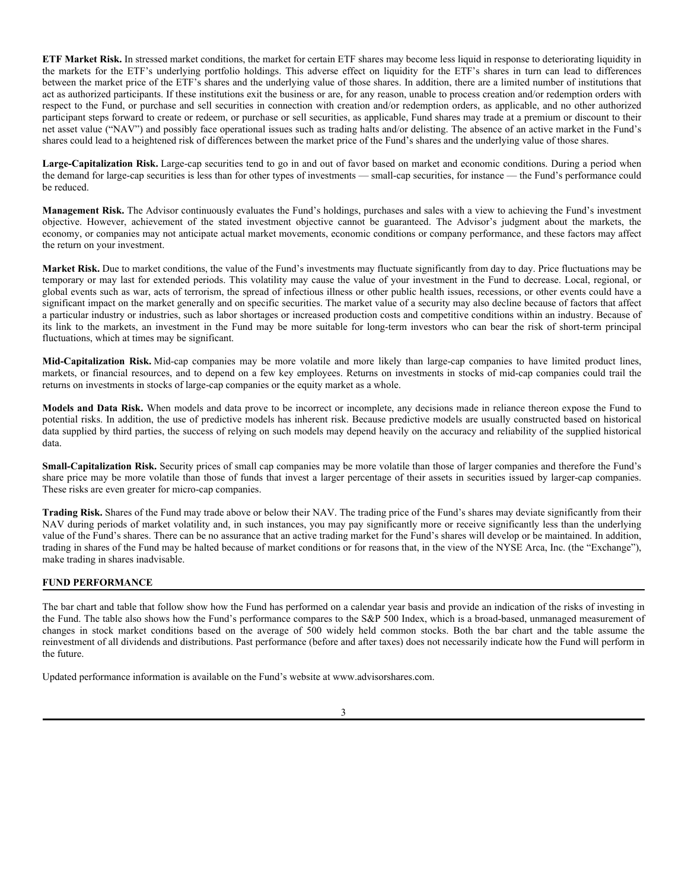**ETF Market Risk.** In stressed market conditions, the market for certain ETF shares may become less liquid in response to deteriorating liquidity in the markets for the ETF's underlying portfolio holdings. This adverse effect on liquidity for the ETF's shares in turn can lead to differences between the market price of the ETF's shares and the underlying value of those shares. In addition, there are a limited number of institutions that act as authorized participants. If these institutions exit the business or are, for any reason, unable to process creation and/or redemption orders with respect to the Fund, or purchase and sell securities in connection with creation and/or redemption orders, as applicable, and no other authorized participant steps forward to create or redeem, or purchase or sell securities, as applicable, Fund shares may trade at a premium or discount to their net asset value ("NAV") and possibly face operational issues such as trading halts and/or delisting. The absence of an active market in the Fund's shares could lead to a heightened risk of differences between the market price of the Fund's shares and the underlying value of those shares.

**Large-Capitalization Risk.** Large-cap securities tend to go in and out of favor based on market and economic conditions. During a period when the demand for large-cap securities is less than for other types of investments — small-cap securities, for instance — the Fund's performance could be reduced.

**Management Risk.** The Advisor continuously evaluates the Fund's holdings, purchases and sales with a view to achieving the Fund's investment objective. However, achievement of the stated investment objective cannot be guaranteed. The Advisor's judgment about the markets, the economy, or companies may not anticipate actual market movements, economic conditions or company performance, and these factors may affect the return on your investment.

**Market Risk.** Due to market conditions, the value of the Fund's investments may fluctuate significantly from day to day. Price fluctuations may be temporary or may last for extended periods. This volatility may cause the value of your investment in the Fund to decrease. Local, regional, or global events such as war, acts of terrorism, the spread of infectious illness or other public health issues, recessions, or other events could have a significant impact on the market generally and on specific securities. The market value of a security may also decline because of factors that affect a particular industry or industries, such as labor shortages or increased production costs and competitive conditions within an industry. Because of its link to the markets, an investment in the Fund may be more suitable for long-term investors who can bear the risk of short-term principal fluctuations, which at times may be significant.

**Mid-Capitalization Risk.** Mid-cap companies may be more volatile and more likely than large-cap companies to have limited product lines, markets, or financial resources, and to depend on a few key employees. Returns on investments in stocks of mid-cap companies could trail the returns on investments in stocks of large-cap companies or the equity market as a whole.

**Models and Data Risk.** When models and data prove to be incorrect or incomplete, any decisions made in reliance thereon expose the Fund to potential risks. In addition, the use of predictive models has inherent risk. Because predictive models are usually constructed based on historical data supplied by third parties, the success of relying on such models may depend heavily on the accuracy and reliability of the supplied historical data.

**Small-Capitalization Risk.** Security prices of small cap companies may be more volatile than those of larger companies and therefore the Fund's share price may be more volatile than those of funds that invest a larger percentage of their assets in securities issued by larger-cap companies. These risks are even greater for micro-cap companies.

**Trading Risk.** Shares of the Fund may trade above or below their NAV. The trading price of the Fund's shares may deviate significantly from their NAV during periods of market volatility and, in such instances, you may pay significantly more or receive significantly less than the underlying value of the Fund's shares. There can be no assurance that an active trading market for the Fund's shares will develop or be maintained. In addition, trading in shares of the Fund may be halted because of market conditions or for reasons that, in the view of the NYSE Arca, Inc. (the "Exchange"), make trading in shares inadvisable.

## FUND PERFORMANCE

The bar chart and table that follow show how the Fund has performed on a calendar year basis and provide an indication of the risks of investing in the Fund. The table also shows how the Fund's performance compares to the S&P 500 Index, which is a broad-based, unmanaged measurement of changes in stock market conditions based on the average of 500 widely held common stocks. Both the bar chart and the table assume the reinvestment of all dividends and distributions. Past performance (before and after taxes) does not necessarily indicate how the Fund will perform in the future.

Updated performance information is available on the Fund's website at www.advisorshares.com.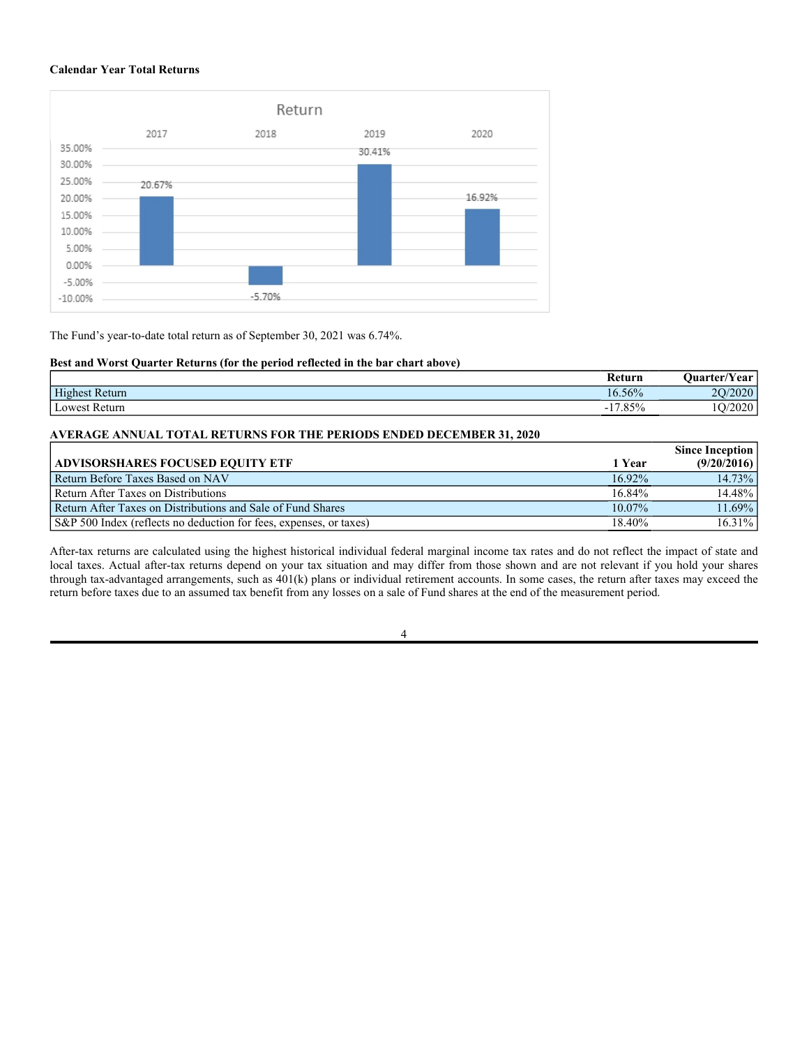**Calendar Year Total Returns**

| Year | Return |
|---|---|
| 2017 | 20.67% |
| 2018 | -5.70% |
| 2019 | 30.41% |
| 2020 | 16.92% |

The Fund's year-to-date total return as of September 30, 2021 was 6.74%.

**Best and Worst Quarter Returns (for the period reflected in the bar chart above)**

| | Return | Quarter/Year |
|---|---|---|
| Highest Return | 16.56% | 2Q/2020 |
| Lowest Return | -17.85% | 1Q/2020 |

**AVERAGE ANNUAL TOTAL RETURNS FOR THE PERIODS ENDED DECEMBER 31, 2020**

| ADVISORSHARES FOCUSED EQUITY ETF | 1 Year | Since Inception (9/20/2016) |
|---|---|---|
| Return Before Taxes Based on NAV | 16.92% | 14.73% |
| Return After Taxes on Distributions | 16.84% | 14.48% |
| Return After Taxes on Distributions and Sale of Fund Shares | 10.07% | 11.69% |
| S&P 500 Index (reflects no deduction for fees, expenses, or taxes) | 18.40% | 16.31% |

After-tax returns are calculated using the highest historical individual federal marginal income tax rates and do not reflect the impact of state and local taxes. Actual after-tax returns depend on your tax situation and may differ from those shown and are not relevant if you hold your shares through tax-advantaged arrangements, such as 401(k) plans or individual retirement accounts. In some cases, the return after taxes may exceed the return before taxes due to an assumed tax benefit from any losses on a sale of Fund shares at the end of the measurement period.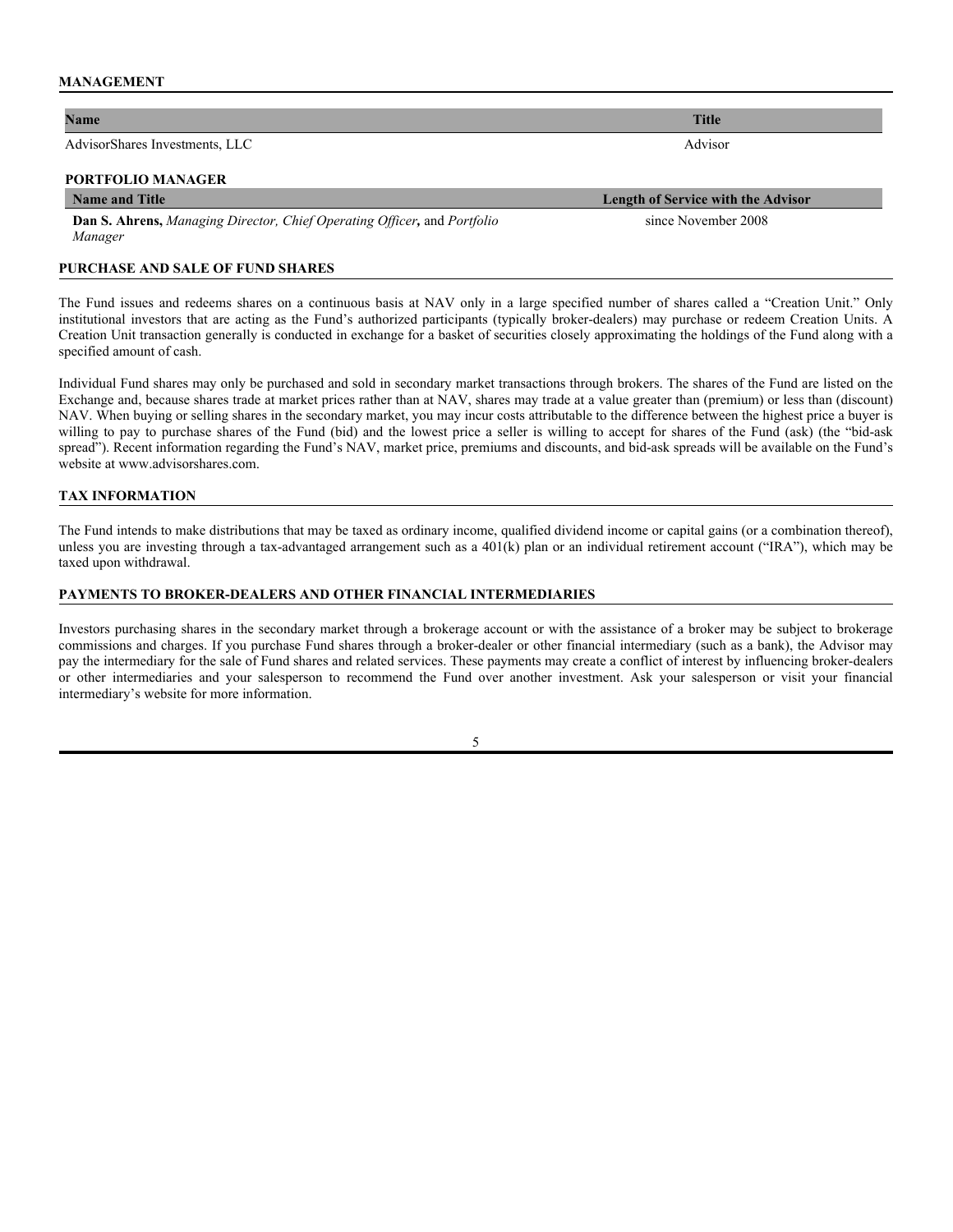## MANAGEMENT

| Name | Title |
| --- | --- |
| AdvisorShares Investments, LLC | Advisor |

### PORTFOLIO MANAGER

| Name and Title | Length of Service with the Advisor |
| --- | --- |
| **Dan S. Ahrens,** *Managing Director, Chief Operating Officer,* and *Portfolio Manager* | since November 2008 |

## PURCHASE AND SALE OF FUND SHARES

The Fund issues and redeems shares on a continuous basis at NAV only in a large specified number of shares called a "Creation Unit." Only institutional investors that are acting as the Fund's authorized participants (typically broker-dealers) may purchase or redeem Creation Units. A Creation Unit transaction generally is conducted in exchange for a basket of securities closely approximating the holdings of the Fund along with a specified amount of cash.

Individual Fund shares may only be purchased and sold in secondary market transactions through brokers. The shares of the Fund are listed on the Exchange and, because shares trade at market prices rather than at NAV, shares may trade at a value greater than (premium) or less than (discount) NAV. When buying or selling shares in the secondary market, you may incur costs attributable to the difference between the highest price a buyer is willing to pay to purchase shares of the Fund (bid) and the lowest price a seller is willing to accept for shares of the Fund (ask) (the "bid-ask spread"). Recent information regarding the Fund's NAV, market price, premiums and discounts, and bid-ask spreads will be available on the Fund's website at www.advisorshares.com.

## TAX INFORMATION

The Fund intends to make distributions that may be taxed as ordinary income, qualified dividend income or capital gains (or a combination thereof), unless you are investing through a tax-advantaged arrangement such as a 401(k) plan or an individual retirement account ("IRA"), which may be taxed upon withdrawal.

## PAYMENTS TO BROKER-DEALERS AND OTHER FINANCIAL INTERMEDIARIES

Investors purchasing shares in the secondary market through a brokerage account or with the assistance of a broker may be subject to brokerage commissions and charges. If you purchase Fund shares through a broker-dealer or other financial intermediary (such as a bank), the Advisor may pay the intermediary for the sale of Fund shares and related services. These payments may create a conflict of interest by influencing broker-dealers or other intermediaries and your salesperson to recommend the Fund over another investment. Ask your salesperson or visit your financial intermediary's website for more information.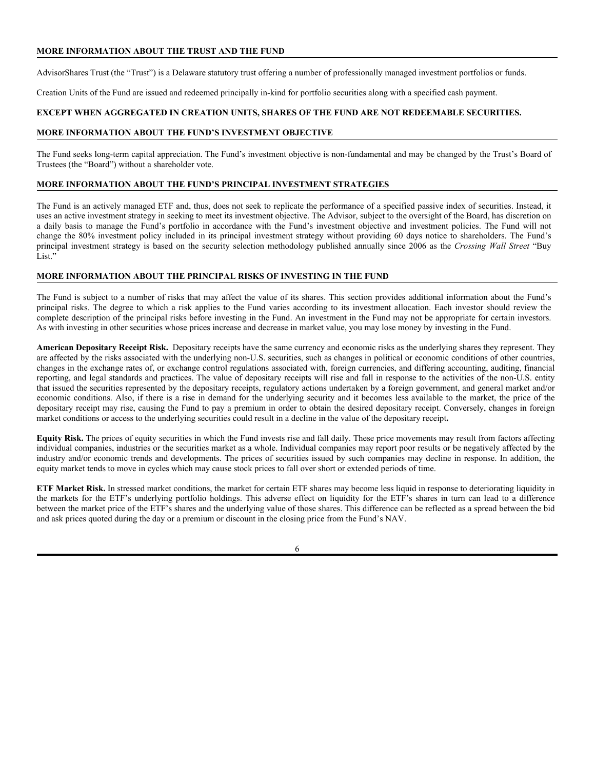## MORE INFORMATION ABOUT THE TRUST AND THE FUND

AdvisorShares Trust (the "Trust") is a Delaware statutory trust offering a number of professionally managed investment portfolios or funds.

Creation Units of the Fund are issued and redeemed principally in-kind for portfolio securities along with a specified cash payment.

**EXCEPT WHEN AGGREGATED IN CREATION UNITS, SHARES OF THE FUND ARE NOT REDEEMABLE SECURITIES.**

## MORE INFORMATION ABOUT THE FUND'S INVESTMENT OBJECTIVE

The Fund seeks long-term capital appreciation. The Fund's investment objective is non-fundamental and may be changed by the Trust's Board of Trustees (the "Board") without a shareholder vote.

## MORE INFORMATION ABOUT THE FUND'S PRINCIPAL INVESTMENT STRATEGIES

The Fund is an actively managed ETF and, thus, does not seek to replicate the performance of a specified passive index of securities. Instead, it uses an active investment strategy in seeking to meet its investment objective. The Advisor, subject to the oversight of the Board, has discretion on a daily basis to manage the Fund's portfolio in accordance with the Fund's investment objective and investment policies. The Fund will not change the 80% investment policy included in its principal investment strategy without providing 60 days notice to shareholders. The Fund's principal investment strategy is based on the security selection methodology published annually since 2006 as the *Crossing Wall Street* "Buy List."

## MORE INFORMATION ABOUT THE PRINCIPAL RISKS OF INVESTING IN THE FUND

The Fund is subject to a number of risks that may affect the value of its shares. This section provides additional information about the Fund's principal risks. The degree to which a risk applies to the Fund varies according to its investment allocation. Each investor should review the complete description of the principal risks before investing in the Fund. An investment in the Fund may not be appropriate for certain investors. As with investing in other securities whose prices increase and decrease in market value, you may lose money by investing in the Fund.

**American Depositary Receipt Risk.** Depositary receipts have the same currency and economic risks as the underlying shares they represent. They are affected by the risks associated with the underlying non-U.S. securities, such as changes in political or economic conditions of other countries, changes in the exchange rates of, or exchange control regulations associated with, foreign currencies, and differing accounting, auditing, financial reporting, and legal standards and practices. The value of depositary receipts will rise and fall in response to the activities of the non-U.S. entity that issued the securities represented by the depositary receipts, regulatory actions undertaken by a foreign government, and general market and/or economic conditions. Also, if there is a rise in demand for the underlying security and it becomes less available to the market, the price of the depositary receipt may rise, causing the Fund to pay a premium in order to obtain the desired depositary receipt. Conversely, changes in foreign market conditions or access to the underlying securities could result in a decline in the value of the depositary receipt.

**Equity Risk.** The prices of equity securities in which the Fund invests rise and fall daily. These price movements may result from factors affecting individual companies, industries or the securities market as a whole. Individual companies may report poor results or be negatively affected by the industry and/or economic trends and developments. The prices of securities issued by such companies may decline in response. In addition, the equity market tends to move in cycles which may cause stock prices to fall over short or extended periods of time.

**ETF Market Risk.** In stressed market conditions, the market for certain ETF shares may become less liquid in response to deteriorating liquidity in the markets for the ETF's underlying portfolio holdings. This adverse effect on liquidity for the ETF's shares in turn can lead to a difference between the market price of the ETF's shares and the underlying value of those shares. This difference can be reflected as a spread between the bid and ask prices quoted during the day or a premium or discount in the closing price from the Fund's NAV.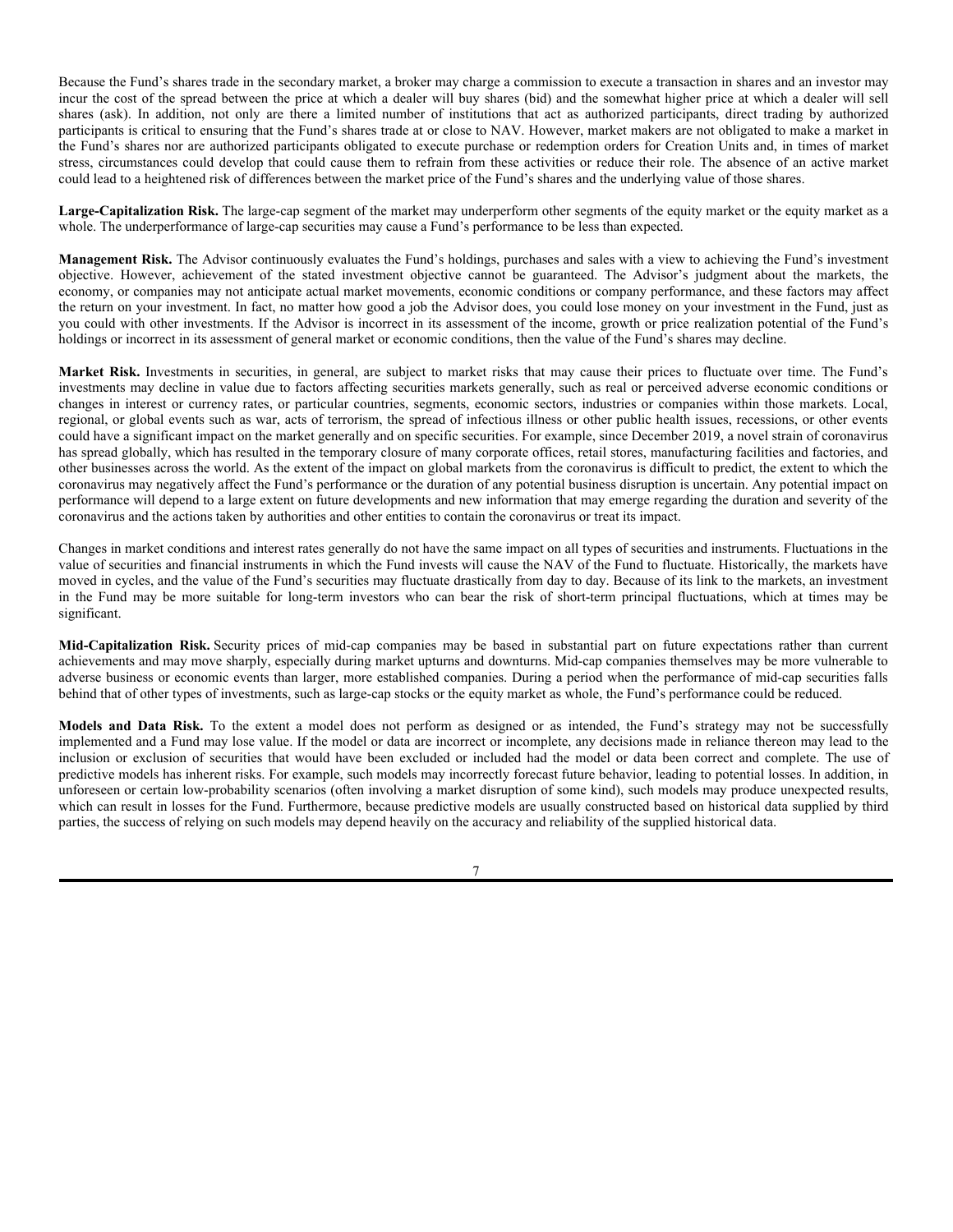Because the Fund's shares trade in the secondary market, a broker may charge a commission to execute a transaction in shares and an investor may incur the cost of the spread between the price at which a dealer will buy shares (bid) and the somewhat higher price at which a dealer will sell shares (ask). In addition, not only are there a limited number of institutions that act as authorized participants, direct trading by authorized participants is critical to ensuring that the Fund's shares trade at or close to NAV. However, market makers are not obligated to make a market in the Fund's shares nor are authorized participants obligated to execute purchase or redemption orders for Creation Units and, in times of market stress, circumstances could develop that could cause them to refrain from these activities or reduce their role. The absence of an active market could lead to a heightened risk of differences between the market price of the Fund's shares and the underlying value of those shares.

**Large-Capitalization Risk.** The large-cap segment of the market may underperform other segments of the equity market or the equity market as a whole. The underperformance of large-cap securities may cause a Fund's performance to be less than expected.

**Management Risk.** The Advisor continuously evaluates the Fund's holdings, purchases and sales with a view to achieving the Fund's investment objective. However, achievement of the stated investment objective cannot be guaranteed. The Advisor's judgment about the markets, the economy, or companies may not anticipate actual market movements, economic conditions or company performance, and these factors may affect the return on your investment. In fact, no matter how good a job the Advisor does, you could lose money on your investment in the Fund, just as you could with other investments. If the Advisor is incorrect in its assessment of the income, growth or price realization potential of the Fund's holdings or incorrect in its assessment of general market or economic conditions, then the value of the Fund's shares may decline.

**Market Risk.** Investments in securities, in general, are subject to market risks that may cause their prices to fluctuate over time. The Fund's investments may decline in value due to factors affecting securities markets generally, such as real or perceived adverse economic conditions or changes in interest or currency rates, or particular countries, segments, economic sectors, industries or companies within those markets. Local, regional, or global events such as war, acts of terrorism, the spread of infectious illness or other public health issues, recessions, or other events could have a significant impact on the market generally and on specific securities. For example, since December 2019, a novel strain of coronavirus has spread globally, which has resulted in the temporary closure of many corporate offices, retail stores, manufacturing facilities and factories, and other businesses across the world. As the extent of the impact on global markets from the coronavirus is difficult to predict, the extent to which the coronavirus may negatively affect the Fund's performance or the duration of any potential business disruption is uncertain. Any potential impact on performance will depend to a large extent on future developments and new information that may emerge regarding the duration and severity of the coronavirus and the actions taken by authorities and other entities to contain the coronavirus or treat its impact.

Changes in market conditions and interest rates generally do not have the same impact on all types of securities and instruments. Fluctuations in the value of securities and financial instruments in which the Fund invests will cause the NAV of the Fund to fluctuate. Historically, the markets have moved in cycles, and the value of the Fund's securities may fluctuate drastically from day to day. Because of its link to the markets, an investment in the Fund may be more suitable for long-term investors who can bear the risk of short-term principal fluctuations, which at times may be significant.

**Mid-Capitalization Risk.** Security prices of mid-cap companies may be based in substantial part on future expectations rather than current achievements and may move sharply, especially during market upturns and downturns. Mid-cap companies themselves may be more vulnerable to adverse business or economic events than larger, more established companies. During a period when the performance of mid-cap securities falls behind that of other types of investments, such as large-cap stocks or the equity market as whole, the Fund's performance could be reduced.

**Models and Data Risk.** To the extent a model does not perform as designed or as intended, the Fund's strategy may not be successfully implemented and a Fund may lose value. If the model or data are incorrect or incomplete, any decisions made in reliance thereon may lead to the inclusion or exclusion of securities that would have been excluded or included had the model or data been correct and complete. The use of predictive models has inherent risks. For example, such models may incorrectly forecast future behavior, leading to potential losses. In addition, in unforeseen or certain low-probability scenarios (often involving a market disruption of some kind), such models may produce unexpected results, which can result in losses for the Fund. Furthermore, because predictive models are usually constructed based on historical data supplied by third parties, the success of relying on such models may depend heavily on the accuracy and reliability of the supplied historical data.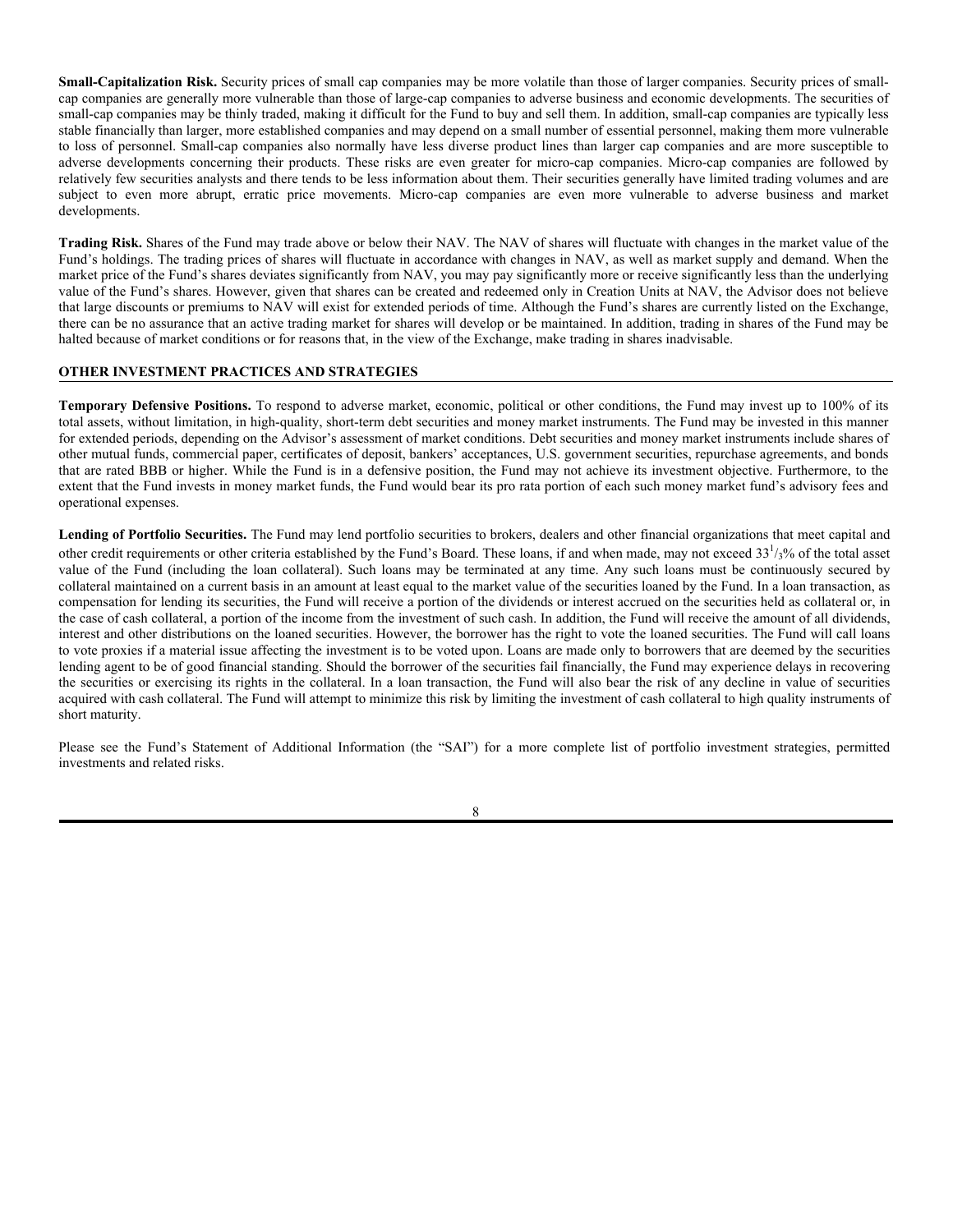**Small-Capitalization Risk.** Security prices of small cap companies may be more volatile than those of larger companies. Security prices of small-cap companies are generally more vulnerable than those of large-cap companies to adverse business and economic developments. The securities of small-cap companies may be thinly traded, making it difficult for the Fund to buy and sell them. In addition, small-cap companies are typically less stable financially than larger, more established companies and may depend on a small number of essential personnel, making them more vulnerable to loss of personnel. Small-cap companies also normally have less diverse product lines than larger cap companies and are more susceptible to adverse developments concerning their products. These risks are even greater for micro-cap companies. Micro-cap companies are followed by relatively few securities analysts and there tends to be less information about them. Their securities generally have limited trading volumes and are subject to even more abrupt, erratic price movements. Micro-cap companies are even more vulnerable to adverse business and market developments.

**Trading Risk.** Shares of the Fund may trade above or below their NAV. The NAV of shares will fluctuate with changes in the market value of the Fund's holdings. The trading prices of shares will fluctuate in accordance with changes in NAV, as well as market supply and demand. When the market price of the Fund's shares deviates significantly from NAV, you may pay significantly more or receive significantly less than the underlying value of the Fund's shares. However, given that shares can be created and redeemed only in Creation Units at NAV, the Advisor does not believe that large discounts or premiums to NAV will exist for extended periods of time. Although the Fund's shares are currently listed on the Exchange, there can be no assurance that an active trading market for shares will develop or be maintained. In addition, trading in shares of the Fund may be halted because of market conditions or for reasons that, in the view of the Exchange, make trading in shares inadvisable.

## OTHER INVESTMENT PRACTICES AND STRATEGIES

**Temporary Defensive Positions.** To respond to adverse market, economic, political or other conditions, the Fund may invest up to 100% of its total assets, without limitation, in high-quality, short-term debt securities and money market instruments. The Fund may be invested in this manner for extended periods, depending on the Advisor's assessment of market conditions. Debt securities and money market instruments include shares of other mutual funds, commercial paper, certificates of deposit, bankers' acceptances, U.S. government securities, repurchase agreements, and bonds that are rated BBB or higher. While the Fund is in a defensive position, the Fund may not achieve its investment objective. Furthermore, to the extent that the Fund invests in money market funds, the Fund would bear its pro rata portion of each such money market fund's advisory fees and operational expenses.

**Lending of Portfolio Securities.** The Fund may lend portfolio securities to brokers, dealers and other financial organizations that meet capital and other credit requirements or other criteria established by the Fund's Board. These loans, if and when made, may not exceed 33 1/3% of the total asset value of the Fund (including the loan collateral). Such loans may be terminated at any time. Any such loans must be continuously secured by collateral maintained on a current basis in an amount at least equal to the market value of the securities loaned by the Fund. In a loan transaction, as compensation for lending its securities, the Fund will receive a portion of the dividends or interest accrued on the securities held as collateral or, in the case of cash collateral, a portion of the income from the investment of such cash. In addition, the Fund will receive the amount of all dividends, interest and other distributions on the loaned securities. However, the borrower has the right to vote the loaned securities. The Fund will call loans to vote proxies if a material issue affecting the investment is to be voted upon. Loans are made only to borrowers that are deemed by the securities lending agent to be of good financial standing. Should the borrower of the securities fail financially, the Fund may experience delays in recovering the securities or exercising its rights in the collateral. In a loan transaction, the Fund will also bear the risk of any decline in value of securities acquired with cash collateral. The Fund will attempt to minimize this risk by limiting the investment of cash collateral to high quality instruments of short maturity.

Please see the Fund's Statement of Additional Information (the "SAI") for a more complete list of portfolio investment strategies, permitted investments and related risks.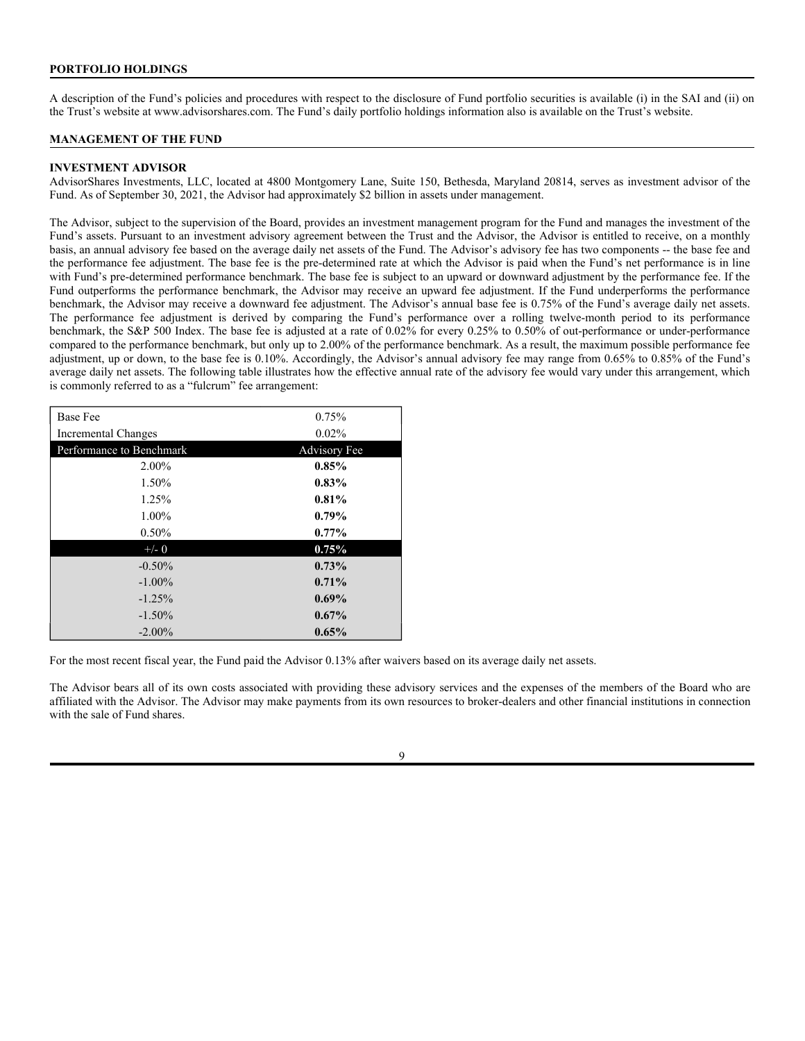## PORTFOLIO HOLDINGS

A description of the Fund's policies and procedures with respect to the disclosure of Fund portfolio securities is available (i) in the SAI and (ii) on the Trust's website at www.advisorshares.com. The Fund's daily portfolio holdings information also is available on the Trust's website.

## MANAGEMENT OF THE FUND

### INVESTMENT ADVISOR

AdvisorShares Investments, LLC, located at 4800 Montgomery Lane, Suite 150, Bethesda, Maryland 20814, serves as investment advisor of the Fund. As of September 30, 2021, the Advisor had approximately $2 billion in assets under management.

The Advisor, subject to the supervision of the Board, provides an investment management program for the Fund and manages the investment of the Fund's assets. Pursuant to an investment advisory agreement between the Trust and the Advisor, the Advisor is entitled to receive, on a monthly basis, an annual advisory fee based on the average daily net assets of the Fund. The Advisor's advisory fee has two components -- the base fee and the performance fee adjustment. The base fee is the pre-determined rate at which the Advisor is paid when the Fund's net performance is in line with Fund's pre-determined performance benchmark. The base fee is subject to an upward or downward adjustment by the performance fee. If the Fund outperforms the performance benchmark, the Advisor may receive an upward fee adjustment. If the Fund underperforms the performance benchmark, the Advisor may receive a downward fee adjustment. The Advisor's annual base fee is 0.75% of the Fund's average daily net assets. The performance fee adjustment is derived by comparing the Fund's performance over a rolling twelve-month period to its performance benchmark, the S&P 500 Index. The base fee is adjusted at a rate of 0.02% for every 0.25% to 0.50% of out-performance or under-performance compared to the performance benchmark, but only up to 2.00% of the performance benchmark. As a result, the maximum possible performance fee adjustment, up or down, to the base fee is 0.10%. Accordingly, the Advisor's annual advisory fee may range from 0.65% to 0.85% of the Fund's average daily net assets. The following table illustrates how the effective annual rate of the advisory fee would vary under this arrangement, which is commonly referred to as a "fulcrum" fee arrangement:

| Base Fee | 0.75% |
|---|---|
| Incremental Changes | 0.02% |
| **Performance to Benchmark** | **Advisory Fee** |
| 2.00% | **0.85%** |
| 1.50% | **0.83%** |
| 1.25% | **0.81%** |
| 1.00% | **0.79%** |
| 0.50% | **0.77%** |
| +/- 0 | **0.75%** |
| -0.50% | **0.73%** |
| -1.00% | **0.71%** |
| -1.25% | **0.69%** |
| -1.50% | **0.67%** |
| -2.00% | **0.65%** |

For the most recent fiscal year, the Fund paid the Advisor 0.13% after waivers based on its average daily net assets.

The Advisor bears all of its own costs associated with providing these advisory services and the expenses of the members of the Board who are affiliated with the Advisor. The Advisor may make payments from its own resources to broker-dealers and other financial institutions in connection with the sale of Fund shares.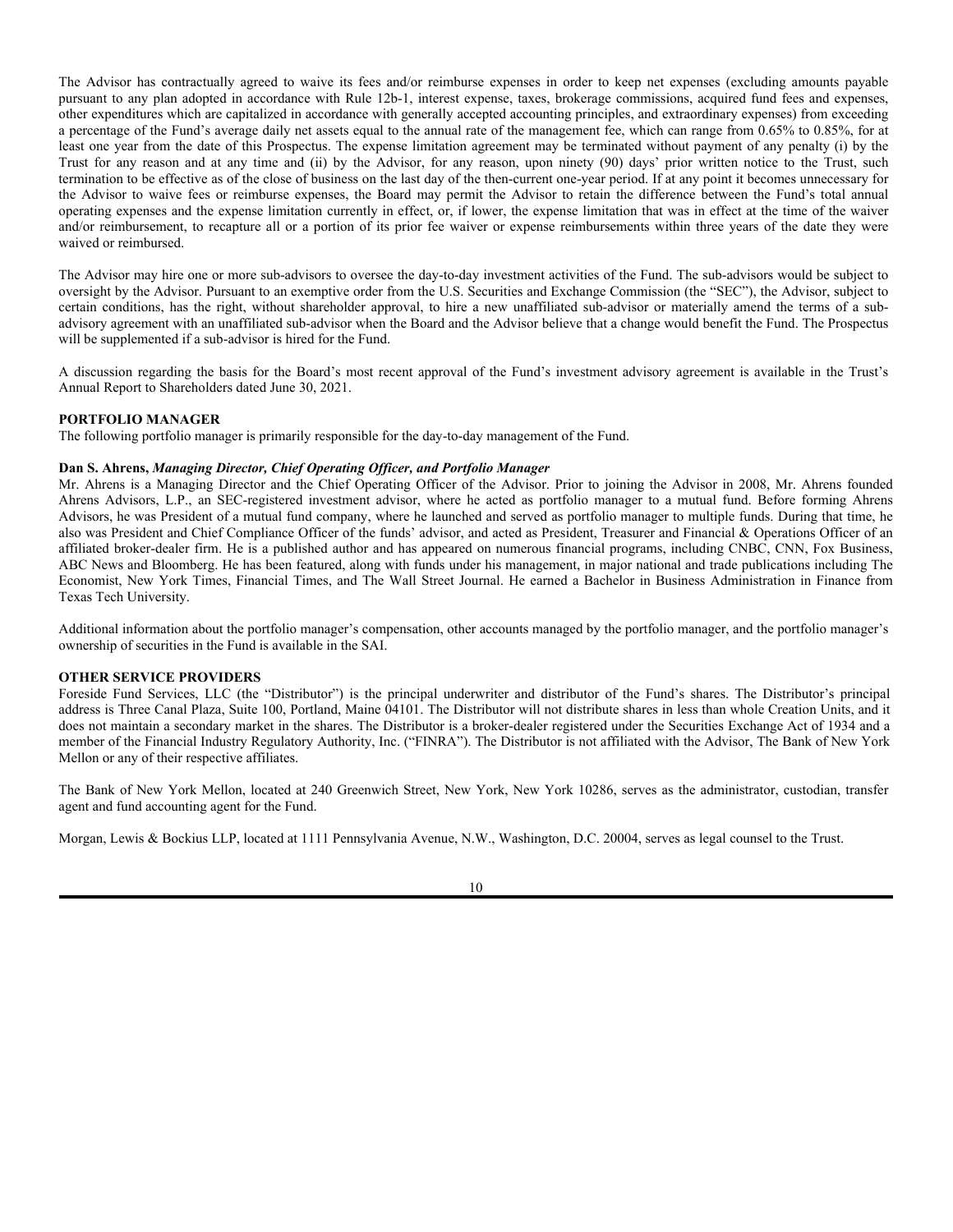The Advisor has contractually agreed to waive its fees and/or reimburse expenses in order to keep net expenses (excluding amounts payable pursuant to any plan adopted in accordance with Rule 12b-1, interest expense, taxes, brokerage commissions, acquired fund fees and expenses, other expenditures which are capitalized in accordance with generally accepted accounting principles, and extraordinary expenses) from exceeding a percentage of the Fund's average daily net assets equal to the annual rate of the management fee, which can range from 0.65% to 0.85%, for at least one year from the date of this Prospectus. The expense limitation agreement may be terminated without payment of any penalty (i) by the Trust for any reason and at any time and (ii) by the Advisor, for any reason, upon ninety (90) days' prior written notice to the Trust, such termination to be effective as of the close of business on the last day of the then-current one-year period. If at any point it becomes unnecessary for the Advisor to waive fees or reimburse expenses, the Board may permit the Advisor to retain the difference between the Fund's total annual operating expenses and the expense limitation currently in effect, or, if lower, the expense limitation that was in effect at the time of the waiver and/or reimbursement, to recapture all or a portion of its prior fee waiver or expense reimbursements within three years of the date they were waived or reimbursed.

The Advisor may hire one or more sub-advisors to oversee the day-to-day investment activities of the Fund. The sub-advisors would be subject to oversight by the Advisor. Pursuant to an exemptive order from the U.S. Securities and Exchange Commission (the "SEC"), the Advisor, subject to certain conditions, has the right, without shareholder approval, to hire a new unaffiliated sub-advisor or materially amend the terms of a sub-advisory agreement with an unaffiliated sub-advisor when the Board and the Advisor believe that a change would benefit the Fund. The Prospectus will be supplemented if a sub-advisor is hired for the Fund.

A discussion regarding the basis for the Board's most recent approval of the Fund's investment advisory agreement is available in the Trust's Annual Report to Shareholders dated June 30, 2021.

## PORTFOLIO MANAGER

The following portfolio manager is primarily responsible for the day-to-day management of the Fund.

**Dan S. Ahrens,** ***Managing Director, Chief Operating Officer, and Portfolio Manager***

Mr. Ahrens is a Managing Director and the Chief Operating Officer of the Advisor. Prior to joining the Advisor in 2008, Mr. Ahrens founded Ahrens Advisors, L.P., an SEC-registered investment advisor, where he acted as portfolio manager to a mutual fund. Before forming Ahrens Advisors, he was President of a mutual fund company, where he launched and served as portfolio manager to multiple funds. During that time, he also was President and Chief Compliance Officer of the funds' advisor, and acted as President, Treasurer and Financial & Operations Officer of an affiliated broker-dealer firm. He is a published author and has appeared on numerous financial programs, including CNBC, CNN, Fox Business, ABC News and Bloomberg. He has been featured, along with funds under his management, in major national and trade publications including The Economist, New York Times, Financial Times, and The Wall Street Journal. He earned a Bachelor in Business Administration in Finance from Texas Tech University.

Additional information about the portfolio manager's compensation, other accounts managed by the portfolio manager, and the portfolio manager's ownership of securities in the Fund is available in the SAI.

## OTHER SERVICE PROVIDERS

Foreside Fund Services, LLC (the "Distributor") is the principal underwriter and distributor of the Fund's shares. The Distributor's principal address is Three Canal Plaza, Suite 100, Portland, Maine 04101. The Distributor will not distribute shares in less than whole Creation Units, and it does not maintain a secondary market in the shares. The Distributor is a broker-dealer registered under the Securities Exchange Act of 1934 and a member of the Financial Industry Regulatory Authority, Inc. ("FINRA"). The Distributor is not affiliated with the Advisor, The Bank of New York Mellon or any of their respective affiliates.

The Bank of New York Mellon, located at 240 Greenwich Street, New York, New York 10286, serves as the administrator, custodian, transfer agent and fund accounting agent for the Fund.

Morgan, Lewis & Bockius LLP, located at 1111 Pennsylvania Avenue, N.W., Washington, D.C. 20004, serves as legal counsel to the Trust.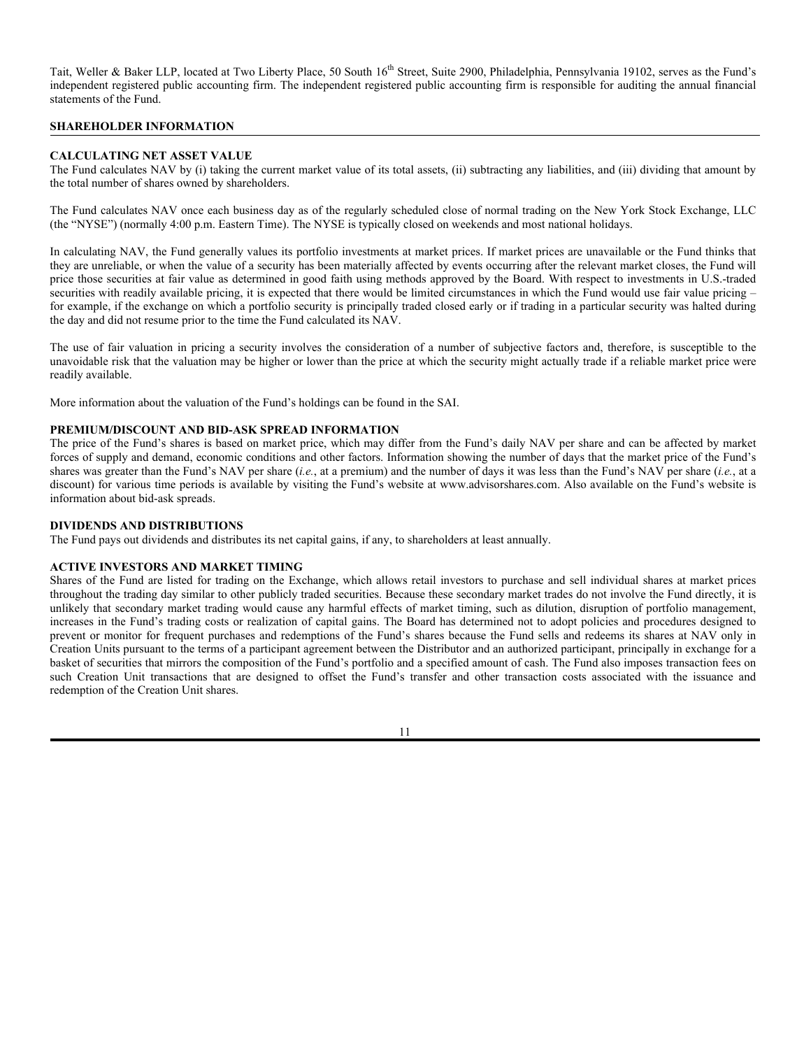Tait, Weller & Baker LLP, located at Two Liberty Place, 50 South 16th Street, Suite 2900, Philadelphia, Pennsylvania 19102, serves as the Fund's independent registered public accounting firm. The independent registered public accounting firm is responsible for auditing the annual financial statements of the Fund.

## SHAREHOLDER INFORMATION

### CALCULATING NET ASSET VALUE

The Fund calculates NAV by (i) taking the current market value of its total assets, (ii) subtracting any liabilities, and (iii) dividing that amount by the total number of shares owned by shareholders.

The Fund calculates NAV once each business day as of the regularly scheduled close of normal trading on the New York Stock Exchange, LLC (the "NYSE") (normally 4:00 p.m. Eastern Time). The NYSE is typically closed on weekends and most national holidays.

In calculating NAV, the Fund generally values its portfolio investments at market prices. If market prices are unavailable or the Fund thinks that they are unreliable, or when the value of a security has been materially affected by events occurring after the relevant market closes, the Fund will price those securities at fair value as determined in good faith using methods approved by the Board. With respect to investments in U.S.-traded securities with readily available pricing, it is expected that there would be limited circumstances in which the Fund would use fair value pricing – for example, if the exchange on which a portfolio security is principally traded closed early or if trading in a particular security was halted during the day and did not resume prior to the time the Fund calculated its NAV.

The use of fair valuation in pricing a security involves the consideration of a number of subjective factors and, therefore, is susceptible to the unavoidable risk that the valuation may be higher or lower than the price at which the security might actually trade if a reliable market price were readily available.

More information about the valuation of the Fund's holdings can be found in the SAI.

### PREMIUM/DISCOUNT AND BID-ASK SPREAD INFORMATION

The price of the Fund's shares is based on market price, which may differ from the Fund's daily NAV per share and can be affected by market forces of supply and demand, economic conditions and other factors. Information showing the number of days that the market price of the Fund's shares was greater than the Fund's NAV per share (*i.e.*, at a premium) and the number of days it was less than the Fund's NAV per share (*i.e.*, at a discount) for various time periods is available by visiting the Fund's website at www.advisorshares.com. Also available on the Fund's website is information about bid-ask spreads.

### DIVIDENDS AND DISTRIBUTIONS

The Fund pays out dividends and distributes its net capital gains, if any, to shareholders at least annually.

### ACTIVE INVESTORS AND MARKET TIMING

Shares of the Fund are listed for trading on the Exchange, which allows retail investors to purchase and sell individual shares at market prices throughout the trading day similar to other publicly traded securities. Because these secondary market trades do not involve the Fund directly, it is unlikely that secondary market trading would cause any harmful effects of market timing, such as dilution, disruption of portfolio management, increases in the Fund's trading costs or realization of capital gains. The Board has determined not to adopt policies and procedures designed to prevent or monitor for frequent purchases and redemptions of the Fund's shares because the Fund sells and redeems its shares at NAV only in Creation Units pursuant to the terms of a participant agreement between the Distributor and an authorized participant, principally in exchange for a basket of securities that mirrors the composition of the Fund's portfolio and a specified amount of cash. The Fund also imposes transaction fees on such Creation Unit transactions that are designed to offset the Fund's transfer and other transaction costs associated with the issuance and redemption of the Creation Unit shares.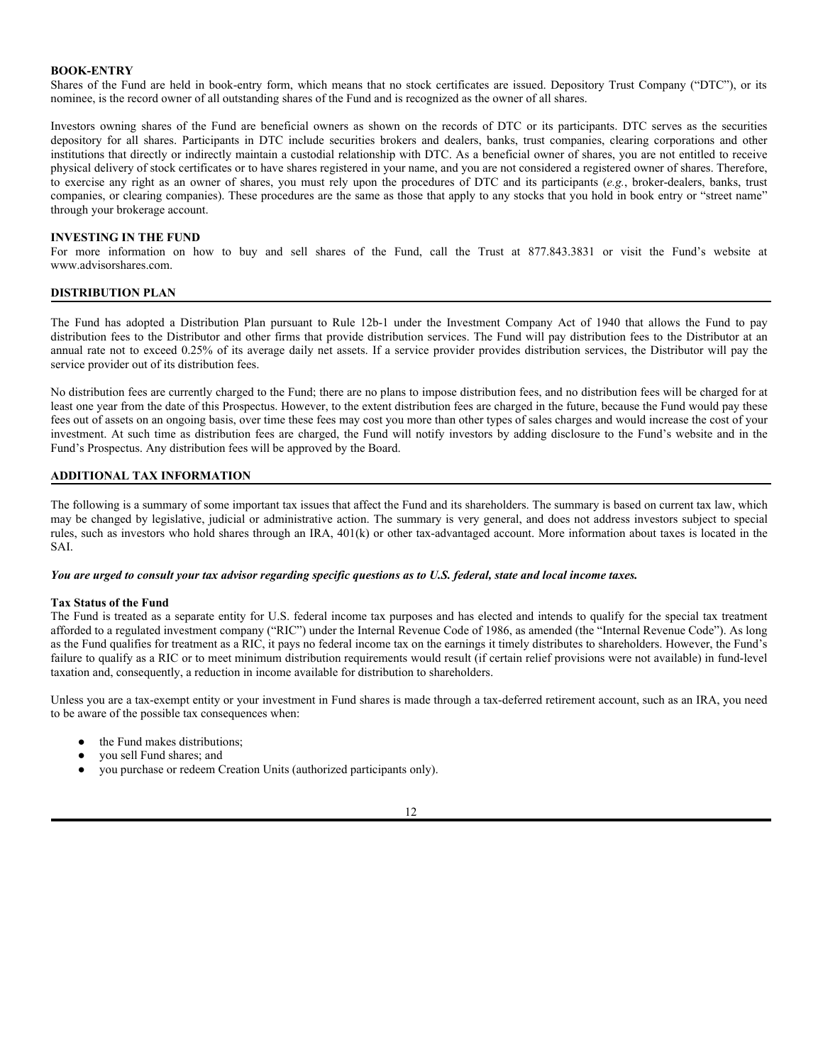**BOOK-ENTRY**

Shares of the Fund are held in book-entry form, which means that no stock certificates are issued. Depository Trust Company ("DTC"), or its nominee, is the record owner of all outstanding shares of the Fund and is recognized as the owner of all shares.

Investors owning shares of the Fund are beneficial owners as shown on the records of DTC or its participants. DTC serves as the securities depository for all shares. Participants in DTC include securities brokers and dealers, banks, trust companies, clearing corporations and other institutions that directly or indirectly maintain a custodial relationship with DTC. As a beneficial owner of shares, you are not entitled to receive physical delivery of stock certificates or to have shares registered in your name, and you are not considered a registered owner of shares. Therefore, to exercise any right as an owner of shares, you must rely upon the procedures of DTC and its participants (*e.g.*, broker-dealers, banks, trust companies, or clearing companies). These procedures are the same as those that apply to any stocks that you hold in book entry or "street name" through your brokerage account.

**INVESTING IN THE FUND**

For more information on how to buy and sell shares of the Fund, call the Trust at 877.843.3831 or visit the Fund's website at www.advisorshares.com.

## DISTRIBUTION PLAN

The Fund has adopted a Distribution Plan pursuant to Rule 12b-1 under the Investment Company Act of 1940 that allows the Fund to pay distribution fees to the Distributor and other firms that provide distribution services. The Fund will pay distribution fees to the Distributor at an annual rate not to exceed 0.25% of its average daily net assets. If a service provider provides distribution services, the Distributor will pay the service provider out of its distribution fees.

No distribution fees are currently charged to the Fund; there are no plans to impose distribution fees, and no distribution fees will be charged for at least one year from the date of this Prospectus. However, to the extent distribution fees are charged in the future, because the Fund would pay these fees out of assets on an ongoing basis, over time these fees may cost you more than other types of sales charges and would increase the cost of your investment. At such time as distribution fees are charged, the Fund will notify investors by adding disclosure to the Fund's website and in the Fund's Prospectus. Any distribution fees will be approved by the Board.

## ADDITIONAL TAX INFORMATION

The following is a summary of some important tax issues that affect the Fund and its shareholders. The summary is based on current tax law, which may be changed by legislative, judicial or administrative action. The summary is very general, and does not address investors subject to special rules, such as investors who hold shares through an IRA, 401(k) or other tax-advantaged account. More information about taxes is located in the SAI.

***You are urged to consult your tax advisor regarding specific questions as to U.S. federal, state and local income taxes.***

**Tax Status of the Fund**

The Fund is treated as a separate entity for U.S. federal income tax purposes and has elected and intends to qualify for the special tax treatment afforded to a regulated investment company ("RIC") under the Internal Revenue Code of 1986, as amended (the "Internal Revenue Code"). As long as the Fund qualifies for treatment as a RIC, it pays no federal income tax on the earnings it timely distributes to shareholders. However, the Fund's failure to qualify as a RIC or to meet minimum distribution requirements would result (if certain relief provisions were not available) in fund-level taxation and, consequently, a reduction in income available for distribution to shareholders.

Unless you are a tax-exempt entity or your investment in Fund shares is made through a tax-deferred retirement account, such as an IRA, you need to be aware of the possible tax consequences when:

- the Fund makes distributions;
- you sell Fund shares; and
- you purchase or redeem Creation Units (authorized participants only).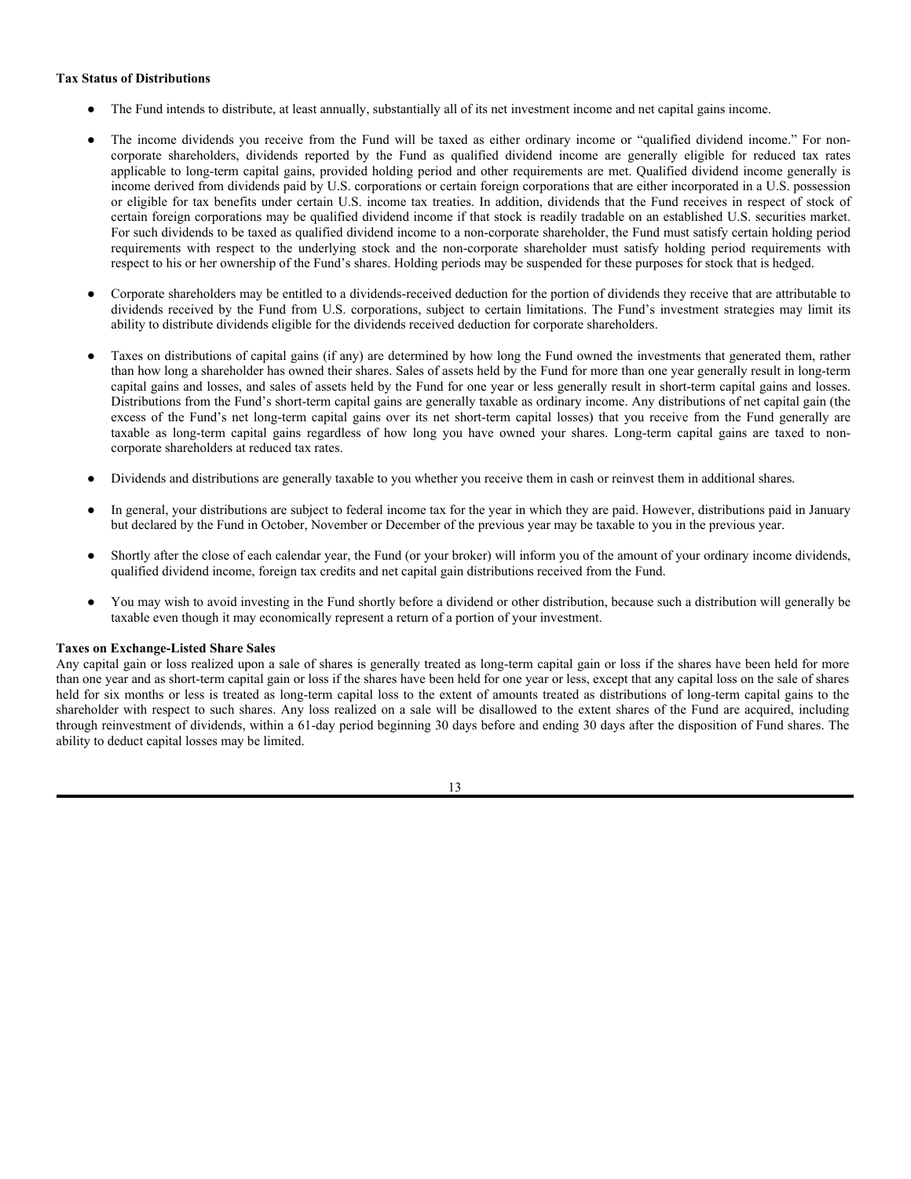**Tax Status of Distributions**

- The Fund intends to distribute, at least annually, substantially all of its net investment income and net capital gains income.
- The income dividends you receive from the Fund will be taxed as either ordinary income or "qualified dividend income." For non-corporate shareholders, dividends reported by the Fund as qualified dividend income are generally eligible for reduced tax rates applicable to long-term capital gains, provided holding period and other requirements are met. Qualified dividend income generally is income derived from dividends paid by U.S. corporations or certain foreign corporations that are either incorporated in a U.S. possession or eligible for tax benefits under certain U.S. income tax treaties. In addition, dividends that the Fund receives in respect of stock of certain foreign corporations may be qualified dividend income if that stock is readily tradable on an established U.S. securities market. For such dividends to be taxed as qualified dividend income to a non-corporate shareholder, the Fund must satisfy certain holding period requirements with respect to the underlying stock and the non-corporate shareholder must satisfy holding period requirements with respect to his or her ownership of the Fund's shares. Holding periods may be suspended for these purposes for stock that is hedged.
- Corporate shareholders may be entitled to a dividends-received deduction for the portion of dividends they receive that are attributable to dividends received by the Fund from U.S. corporations, subject to certain limitations. The Fund's investment strategies may limit its ability to distribute dividends eligible for the dividends received deduction for corporate shareholders.
- Taxes on distributions of capital gains (if any) are determined by how long the Fund owned the investments that generated them, rather than how long a shareholder has owned their shares. Sales of assets held by the Fund for more than one year generally result in long-term capital gains and losses, and sales of assets held by the Fund for one year or less generally result in short-term capital gains and losses. Distributions from the Fund's short-term capital gains are generally taxable as ordinary income. Any distributions of net capital gain (the excess of the Fund's net long-term capital gains over its net short-term capital losses) that you receive from the Fund generally are taxable as long-term capital gains regardless of how long you have owned your shares. Long-term capital gains are taxed to non-corporate shareholders at reduced tax rates.
- Dividends and distributions are generally taxable to you whether you receive them in cash or reinvest them in additional shares.
- In general, your distributions are subject to federal income tax for the year in which they are paid. However, distributions paid in January but declared by the Fund in October, November or December of the previous year may be taxable to you in the previous year.
- Shortly after the close of each calendar year, the Fund (or your broker) will inform you of the amount of your ordinary income dividends, qualified dividend income, foreign tax credits and net capital gain distributions received from the Fund.
- You may wish to avoid investing in the Fund shortly before a dividend or other distribution, because such a distribution will generally be taxable even though it may economically represent a return of a portion of your investment.

**Taxes on Exchange-Listed Share Sales**

Any capital gain or loss realized upon a sale of shares is generally treated as long-term capital gain or loss if the shares have been held for more than one year and as short-term capital gain or loss if the shares have been held for one year or less, except that any capital loss on the sale of shares held for six months or less is treated as long-term capital loss to the extent of amounts treated as distributions of long-term capital gains to the shareholder with respect to such shares. Any loss realized on a sale will be disallowed to the extent shares of the Fund are acquired, including through reinvestment of dividends, within a 61-day period beginning 30 days before and ending 30 days after the disposition of Fund shares. The ability to deduct capital losses may be limited.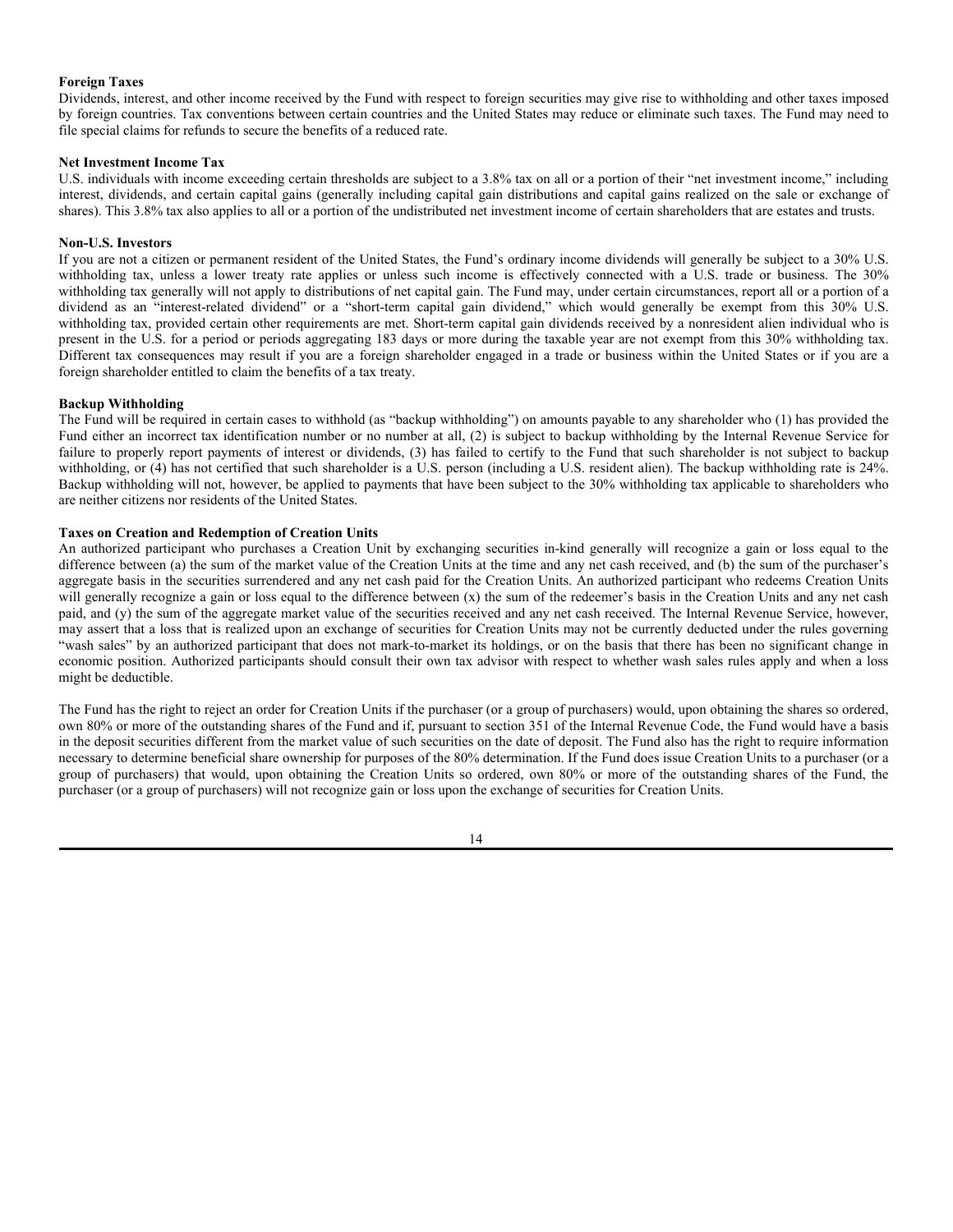**Foreign Taxes**

Dividends, interest, and other income received by the Fund with respect to foreign securities may give rise to withholding and other taxes imposed by foreign countries. Tax conventions between certain countries and the United States may reduce or eliminate such taxes. The Fund may need to file special claims for refunds to secure the benefits of a reduced rate.

**Net Investment Income Tax**

U.S. individuals with income exceeding certain thresholds are subject to a 3.8% tax on all or a portion of their "net investment income," including interest, dividends, and certain capital gains (generally including capital gain distributions and capital gains realized on the sale or exchange of shares). This 3.8% tax also applies to all or a portion of the undistributed net investment income of certain shareholders that are estates and trusts.

**Non-U.S. Investors**

If you are not a citizen or permanent resident of the United States, the Fund's ordinary income dividends will generally be subject to a 30% U.S. withholding tax, unless a lower treaty rate applies or unless such income is effectively connected with a U.S. trade or business. The 30% withholding tax generally will not apply to distributions of net capital gain. The Fund may, under certain circumstances, report all or a portion of a dividend as an "interest-related dividend" or a "short-term capital gain dividend," which would generally be exempt from this 30% U.S. withholding tax, provided certain other requirements are met. Short-term capital gain dividends received by a nonresident alien individual who is present in the U.S. for a period or periods aggregating 183 days or more during the taxable year are not exempt from this 30% withholding tax. Different tax consequences may result if you are a foreign shareholder engaged in a trade or business within the United States or if you are a foreign shareholder entitled to claim the benefits of a tax treaty.

**Backup Withholding**

The Fund will be required in certain cases to withhold (as "backup withholding") on amounts payable to any shareholder who (1) has provided the Fund either an incorrect tax identification number or no number at all, (2) is subject to backup withholding by the Internal Revenue Service for failure to properly report payments of interest or dividends, (3) has failed to certify to the Fund that such shareholder is not subject to backup withholding, or (4) has not certified that such shareholder is a U.S. person (including a U.S. resident alien). The backup withholding rate is 24%. Backup withholding will not, however, be applied to payments that have been subject to the 30% withholding tax applicable to shareholders who are neither citizens nor residents of the United States.

**Taxes on Creation and Redemption of Creation Units**

An authorized participant who purchases a Creation Unit by exchanging securities in-kind generally will recognize a gain or loss equal to the difference between (a) the sum of the market value of the Creation Units at the time and any net cash received, and (b) the sum of the purchaser's aggregate basis in the securities surrendered and any net cash paid for the Creation Units. An authorized participant who redeems Creation Units will generally recognize a gain or loss equal to the difference between (x) the sum of the redeemer's basis in the Creation Units and any net cash paid, and (y) the sum of the aggregate market value of the securities received and any net cash received. The Internal Revenue Service, however, may assert that a loss that is realized upon an exchange of securities for Creation Units may not be currently deducted under the rules governing "wash sales" by an authorized participant that does not mark-to-market its holdings, or on the basis that there has been no significant change in economic position. Authorized participants should consult their own tax advisor with respect to whether wash sales rules apply and when a loss might be deductible.

The Fund has the right to reject an order for Creation Units if the purchaser (or a group of purchasers) would, upon obtaining the shares so ordered, own 80% or more of the outstanding shares of the Fund and if, pursuant to section 351 of the Internal Revenue Code, the Fund would have a basis in the deposit securities different from the market value of such securities on the date of deposit. The Fund also has the right to require information necessary to determine beneficial share ownership for purposes of the 80% determination. If the Fund does issue Creation Units to a purchaser (or a group of purchasers) that would, upon obtaining the Creation Units so ordered, own 80% or more of the outstanding shares of the Fund, the purchaser (or a group of purchasers) will not recognize gain or loss upon the exchange of securities for Creation Units.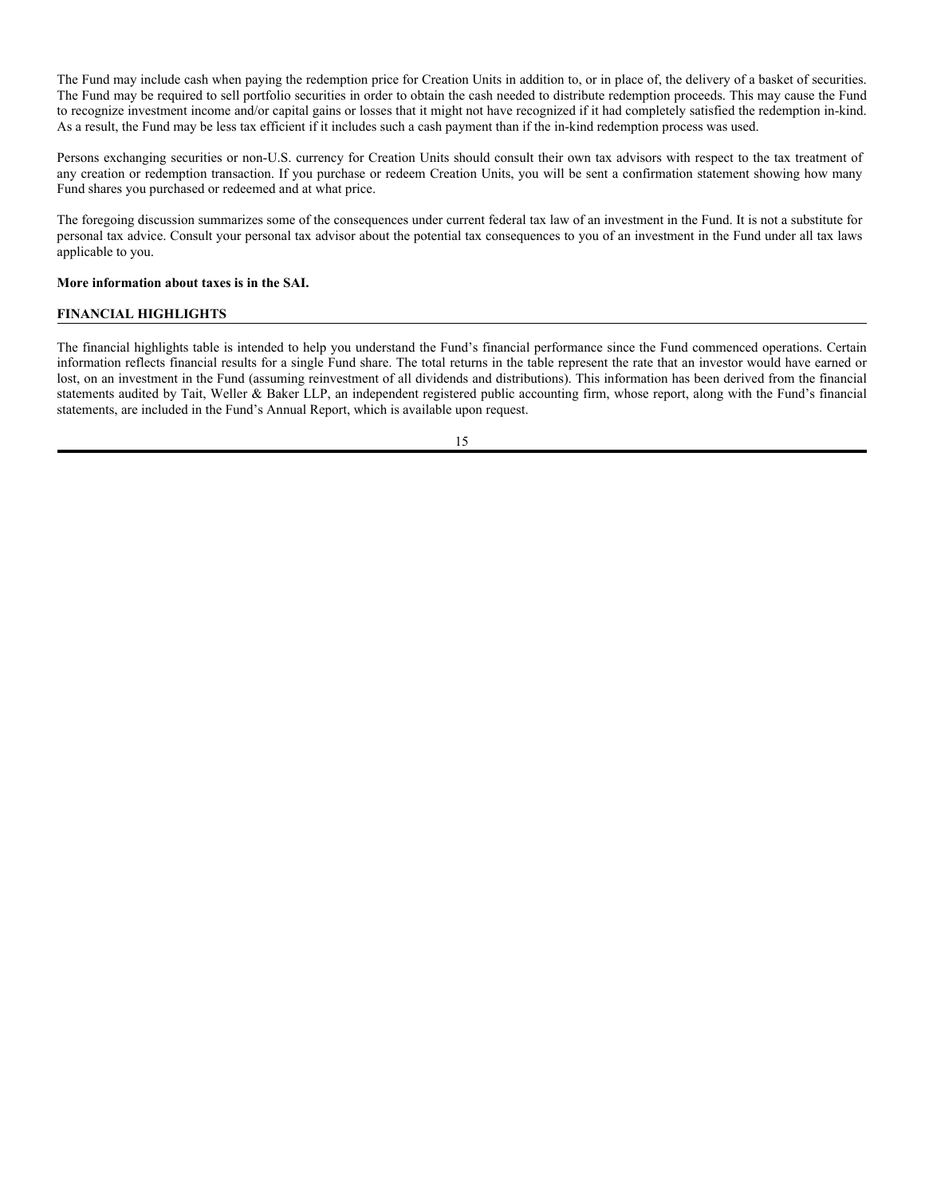The Fund may include cash when paying the redemption price for Creation Units in addition to, or in place of, the delivery of a basket of securities. The Fund may be required to sell portfolio securities in order to obtain the cash needed to distribute redemption proceeds. This may cause the Fund to recognize investment income and/or capital gains or losses that it might not have recognized if it had completely satisfied the redemption in-kind. As a result, the Fund may be less tax efficient if it includes such a cash payment than if the in-kind redemption process was used.

Persons exchanging securities or non-U.S. currency for Creation Units should consult their own tax advisors with respect to the tax treatment of any creation or redemption transaction. If you purchase or redeem Creation Units, you will be sent a confirmation statement showing how many Fund shares you purchased or redeemed and at what price.

The foregoing discussion summarizes some of the consequences under current federal tax law of an investment in the Fund. It is not a substitute for personal tax advice. Consult your personal tax advisor about the potential tax consequences to you of an investment in the Fund under all tax laws applicable to you.

**More information about taxes is in the SAI.**

## FINANCIAL HIGHLIGHTS

The financial highlights table is intended to help you understand the Fund's financial performance since the Fund commenced operations. Certain information reflects financial results for a single Fund share. The total returns in the table represent the rate that an investor would have earned or lost, on an investment in the Fund (assuming reinvestment of all dividends and distributions). This information has been derived from the financial statements audited by Tait, Weller & Baker LLP, an independent registered public accounting firm, whose report, along with the Fund's financial statements, are included in the Fund's Annual Report, which is available upon request.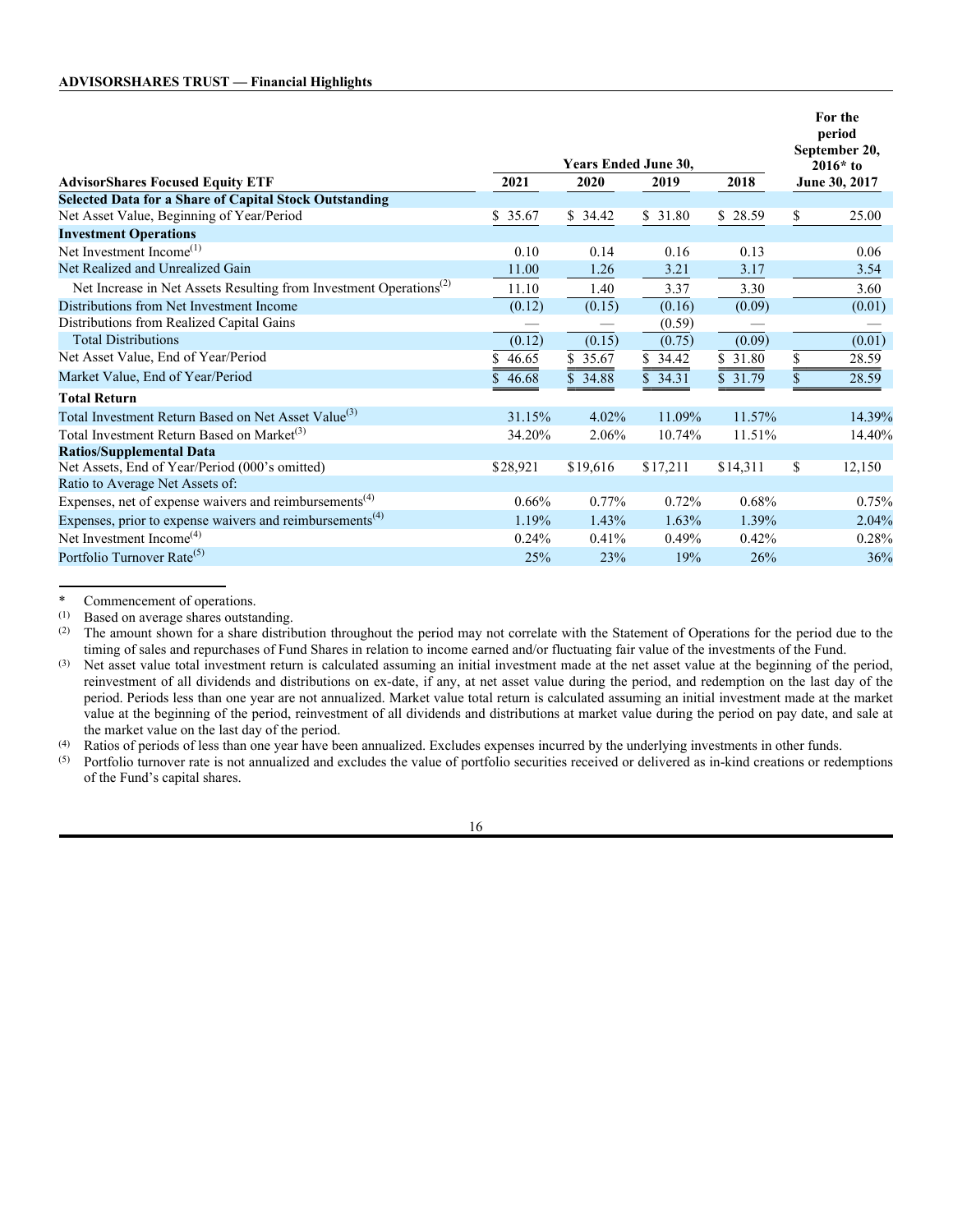**ADVISORSHARES TRUST — Financial Highlights**

| AdvisorShares Focused Equity ETF | Years Ended June 30, 2021 | 2020 | 2019 | 2018 | For the period September 20, 2016* to June 30, 2017 |
|---|---|---|---|---|---|
| **Selected Data for a Share of Capital Stock Outstanding** | | | | | |
| Net Asset Value, Beginning of Year/Period | $ 35.67 | $ 34.42 | $ 31.80 | $ 28.59 | $ 25.00 |
| **Investment Operations** | | | | | |
| Net Investment Income(1) | 0.10 | 0.14 | 0.16 | 0.13 | 0.06 |
| Net Realized and Unrealized Gain | 11.00 | 1.26 | 3.21 | 3.17 | 3.54 |
| Net Increase in Net Assets Resulting from Investment Operations(2) | 11.10 | 1.40 | 3.37 | 3.30 | 3.60 |
| Distributions from Net Investment Income | (0.12) | (0.15) | (0.16) | (0.09) | (0.01) |
| Distributions from Realized Capital Gains | — | — | (0.59) | — | — |
| Total Distributions | (0.12) | (0.15) | (0.75) | (0.09) | (0.01) |
| Net Asset Value, End of Year/Period | $ 46.65 | $ 35.67 | $ 34.42 | $ 31.80 | $ 28.59 |
| Market Value, End of Year/Period | $ 46.68 | $ 34.88 | $ 34.31 | $ 31.79 | $ 28.59 |
| **Total Return** | | | | | |
| Total Investment Return Based on Net Asset Value(3) | 31.15% | 4.02% | 11.09% | 11.57% | 14.39% |
| Total Investment Return Based on Market(3) | 34.20% | 2.06% | 10.74% | 11.51% | 14.40% |
| **Ratios/Supplemental Data** | | | | | |
| Net Assets, End of Year/Period (000's omitted) | $28,921 | $19,616 | $17,211 | $14,311 | $ 12,150 |
| Ratio to Average Net Assets of: | | | | | |
| Expenses, net of expense waivers and reimbursements(4) | 0.66% | 0.77% | 0.72% | 0.68% | 0.75% |
| Expenses, prior to expense waivers and reimbursements(4) | 1.19% | 1.43% | 1.63% | 1.39% | 2.04% |
| Net Investment Income(4) | 0.24% | 0.41% | 0.49% | 0.42% | 0.28% |
| Portfolio Turnover Rate(5) | 25% | 23% | 19% | 26% | 36% |

\* Commencement of operations.

(1) Based on average shares outstanding.

(2) The amount shown for a share distribution throughout the period may not correlate with the Statement of Operations for the period due to the timing of sales and repurchases of Fund Shares in relation to income earned and/or fluctuating fair value of the investments of the Fund.

(3) Net asset value total investment return is calculated assuming an initial investment made at the net asset value at the beginning of the period, reinvestment of all dividends and distributions on ex-date, if any, at net asset value during the period, and redemption on the last day of the period. Periods less than one year are not annualized. Market value total return is calculated assuming an initial investment made at the market value at the beginning of the period, reinvestment of all dividends and distributions at market value during the period on pay date, and sale at the market value on the last day of the period.

(4) Ratios of periods of less than one year have been annualized. Excludes expenses incurred by the underlying investments in other funds.

(5) Portfolio turnover rate is not annualized and excludes the value of portfolio securities received or delivered as in-kind creations or redemptions of the Fund's capital shares.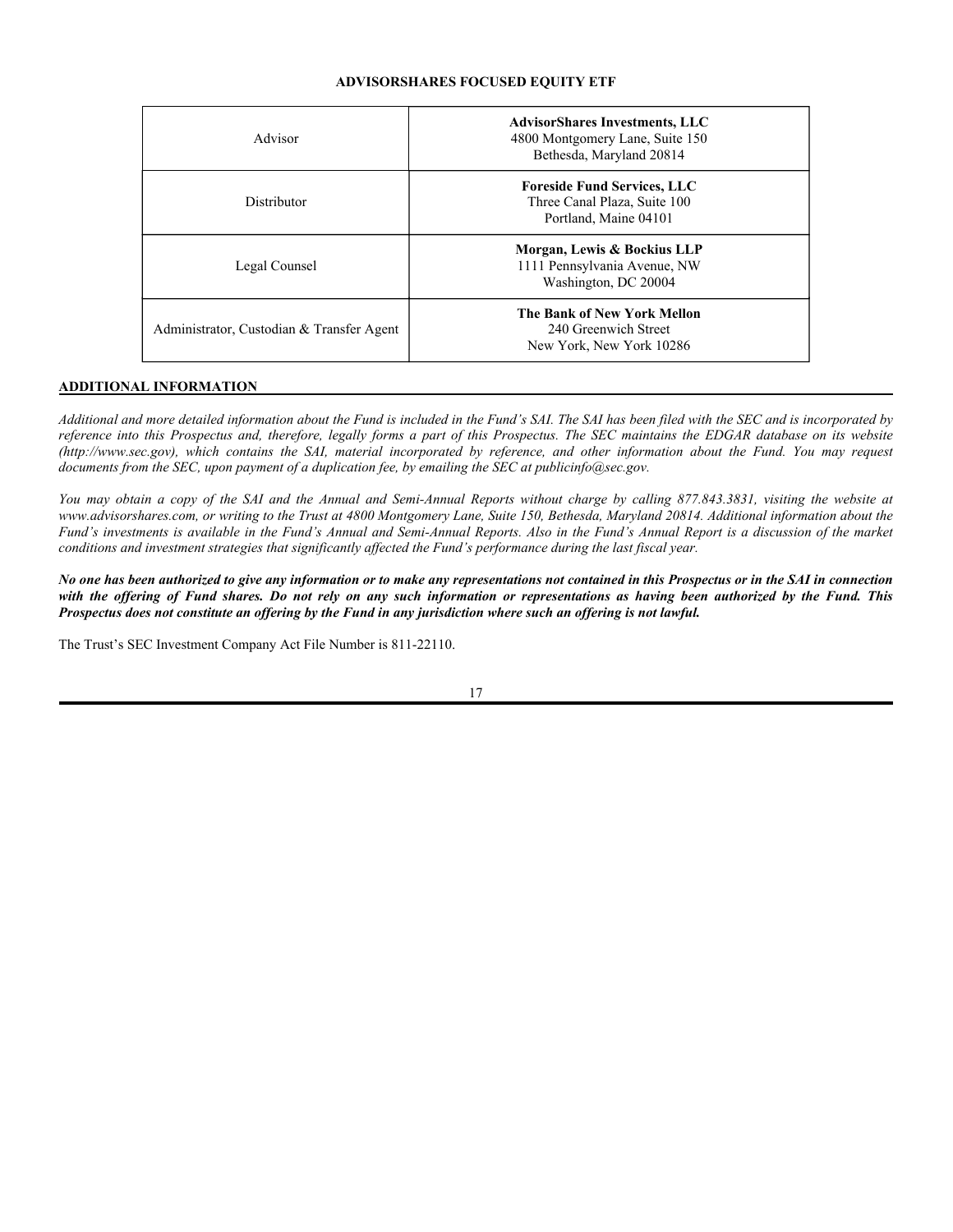## ADVISORSHARES FOCUSED EQUITY ETF

| | |
|---|---|
| Advisor | **AdvisorShares Investments, LLC**<br>4800 Montgomery Lane, Suite 150<br>Bethesda, Maryland 20814 |
| Distributor | **Foreside Fund Services, LLC**<br>Three Canal Plaza, Suite 100<br>Portland, Maine 04101 |
| Legal Counsel | **Morgan, Lewis & Bockius LLP**<br>1111 Pennsylvania Avenue, NW<br>Washington, DC 20004 |
| Administrator, Custodian & Transfer Agent | **The Bank of New York Mellon**<br>240 Greenwich Street<br>New York, New York 10286 |

## ADDITIONAL INFORMATION

*Additional and more detailed information about the Fund is included in the Fund's SAI. The SAI has been filed with the SEC and is incorporated by reference into this Prospectus and, therefore, legally forms a part of this Prospectus. The SEC maintains the EDGAR database on its website (http://www.sec.gov), which contains the SAI, material incorporated by reference, and other information about the Fund. You may request documents from the SEC, upon payment of a duplication fee, by emailing the SEC at publicinfo@sec.gov.*

*You may obtain a copy of the SAI and the Annual and Semi-Annual Reports without charge by calling 877.843.3831, visiting the website at www.advisorshares.com, or writing to the Trust at 4800 Montgomery Lane, Suite 150, Bethesda, Maryland 20814. Additional information about the Fund's investments is available in the Fund's Annual and Semi-Annual Reports. Also in the Fund's Annual Report is a discussion of the market conditions and investment strategies that significantly affected the Fund's performance during the last fiscal year.*

***No one has been authorized to give any information or to make any representations not contained in this Prospectus or in the SAI in connection with the offering of Fund shares. Do not rely on any such information or representations as having been authorized by the Fund. This Prospectus does not constitute an offering by the Fund in any jurisdiction where such an offering is not lawful.***

The Trust's SEC Investment Company Act File Number is 811-22110.